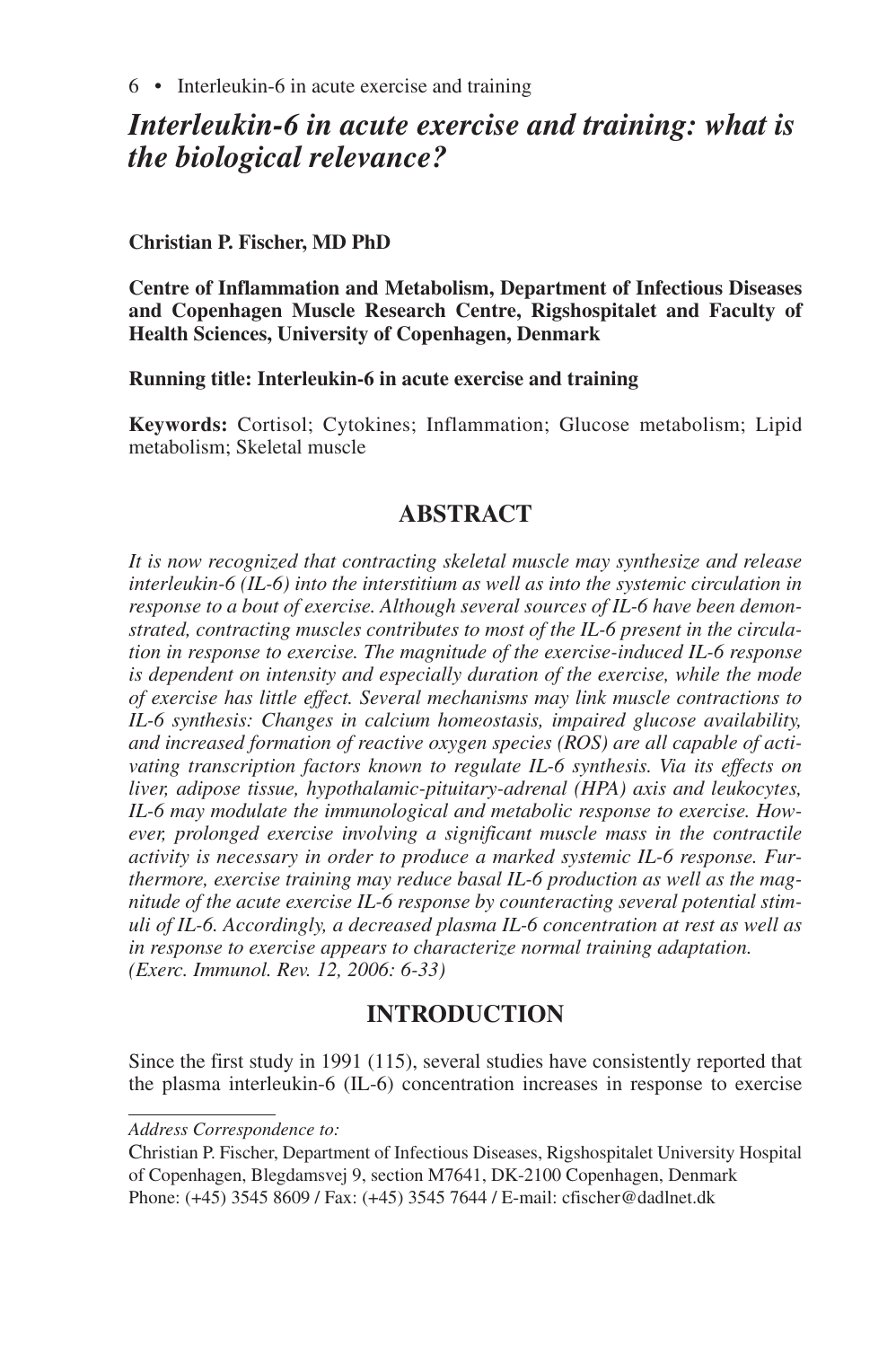# *Interleukin-6 in acute exercise and training: what is the biological relevance?*

**Christian P. Fischer, MD PhD**

**Centre of Inflammation and Metabolism, Department of Infectious Diseases and Copenhagen Muscle Research Centre, Rigshospitalet and Faculty of Health Sciences, University of Copenhagen, Denmark**

**Running title: Interleukin-6 in acute exercise and training**

**Keywords:** Cortisol; Cytokines; Inflammation; Glucose metabolism; Lipid metabolism; Skeletal muscle

## ABSTRACT

*It is now recognized that contracting skeletal muscle may synthesize and release interleukin-6 (IL-6) into the interstitium as well as into the systemic circulation in response to a bout of exercise. Although several sources of IL-6 have been demonstrated, contracting muscles contributes to most of the IL-6 present in the circulation in response to exercise. The magnitude of the exercise-induced IL-6 response is dependent on intensity and especially duration of the exercise, while the mode of exercise has little effect. Several mechanisms may link muscle contractions to IL-6 synthesis: Changes in calcium homeostasis, impaired glucose availability, and increased formation of reactive oxygen species (ROS) are all capable of activating transcription factors known to regulate IL-6 synthesis. Via its effects on liver, adipose tissue, hypothalamic-pituitary-adrenal (HPA) axis and leukocytes, IL-6 may modulate the immunological and metabolic response to exercise. However, prolonged exercise involving a significant muscle mass in the contractile activity is necessary in order to produce a marked systemic IL-6 response. Furthermore, exercise training may reduce basal IL-6 production as well as the magnitude of the acute exercise IL-6 response by counteracting several potential stimuli of IL-6. Accordingly, a decreased plasma IL-6 concentration at rest as well as in response to exercise appears to characterize normal training adaptation. (Exerc. Immunol. Rev. 12, 2006: 6-33)*

## INTRODUCTION

Since the first study in 1991 (115), several studies have consistently reported that the plasma interleukin-6 (IL-6) concentration increases in response to exercise

---

*Address Correspondence to:*

Christian P. Fischer, Department of Infectious Diseases, Rigshospitalet University Hospital of Copenhagen, Blegdamsvej 9, section M7641, DK-2100 Copenhagen, Denmark
Phone: (+45) 3545 8609 / Fax: (+45) 3545 7644 / E-mail: cfischer@dadlnet.dk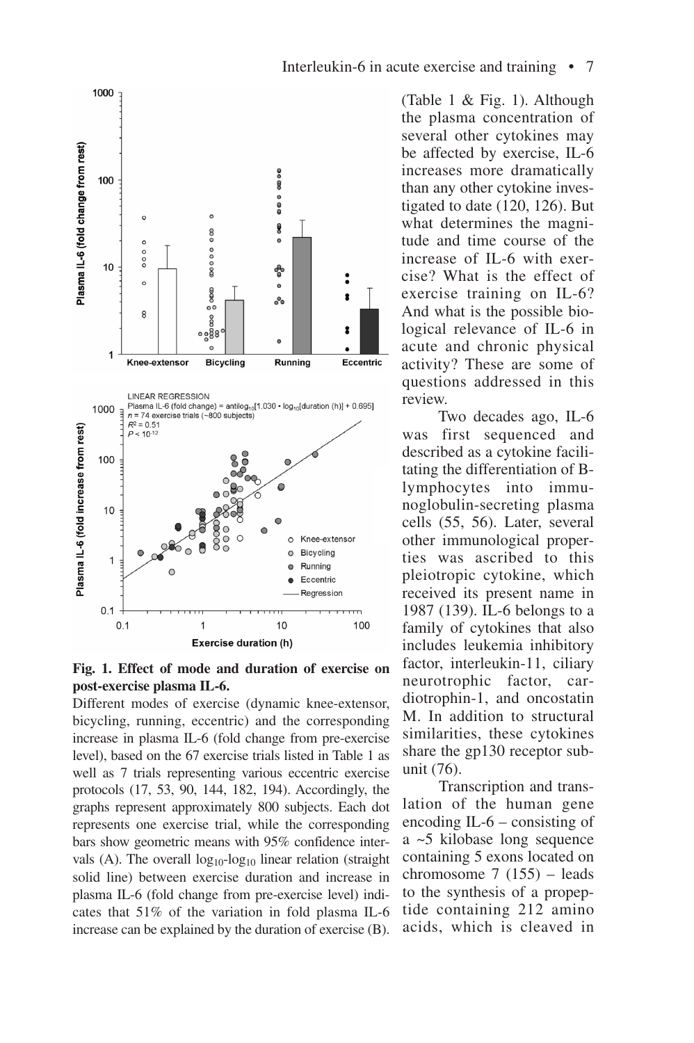**Fig. 1. Effect of mode and duration of exercise on post-exercise plasma IL-6.**

Different modes of exercise (dynamic knee-extensor, bicycling, running, eccentric) and the corresponding increase in plasma IL-6 (fold change from pre-exercise level), based on the 67 exercise trials listed in Table 1 as well as 7 trials representing various eccentric exercise protocols (17, 53, 90, 144, 182, 194). Accordingly, the graphs represent approximately 800 subjects. Each dot represents one exercise trial, while the corresponding bars show geometric means with 95% confidence intervals (A). The overall $\log_{10}$-$\log_{10}$ linear relation (straight solid line) between exercise duration and increase in plasma IL-6 (fold change from pre-exercise level) indicates that 51% of the variation in fold plasma IL-6 increase can be explained by the duration of exercise (B).

(Table 1 & Fig. 1). Although the plasma concentration of several other cytokines may be affected by exercise, IL-6 increases more dramatically than any other cytokine investigated to date (120, 126). But what determines the magnitude and time course of the increase of IL-6 with exercise? What is the effect of exercise training on IL-6? And what is the possible biological relevance of IL-6 in acute and chronic physical activity? These are some of questions addressed in this review.

Two decades ago, IL-6 was first sequenced and described as a cytokine facilitating the differentiation of B-lymphocytes into immunoglobulin-secreting plasma cells (55, 56). Later, several other immunological properties was ascribed to this pleiotropic cytokine, which received its present name in 1987 (139). IL-6 belongs to a family of cytokines that also includes leukemia inhibitory factor, interleukin-11, ciliary neurotrophic factor, cardiotrophin-1, and oncostatin M. In addition to structural similarities, these cytokines share the gp130 receptor subunit (76).

Transcription and translation of the human gene encoding IL-6 – consisting of a ~5 kilobase long sequence containing 5 exons located on chromosome 7 (155) – leads to the synthesis of a propeptide containing 212 amino acids, which is cleaved in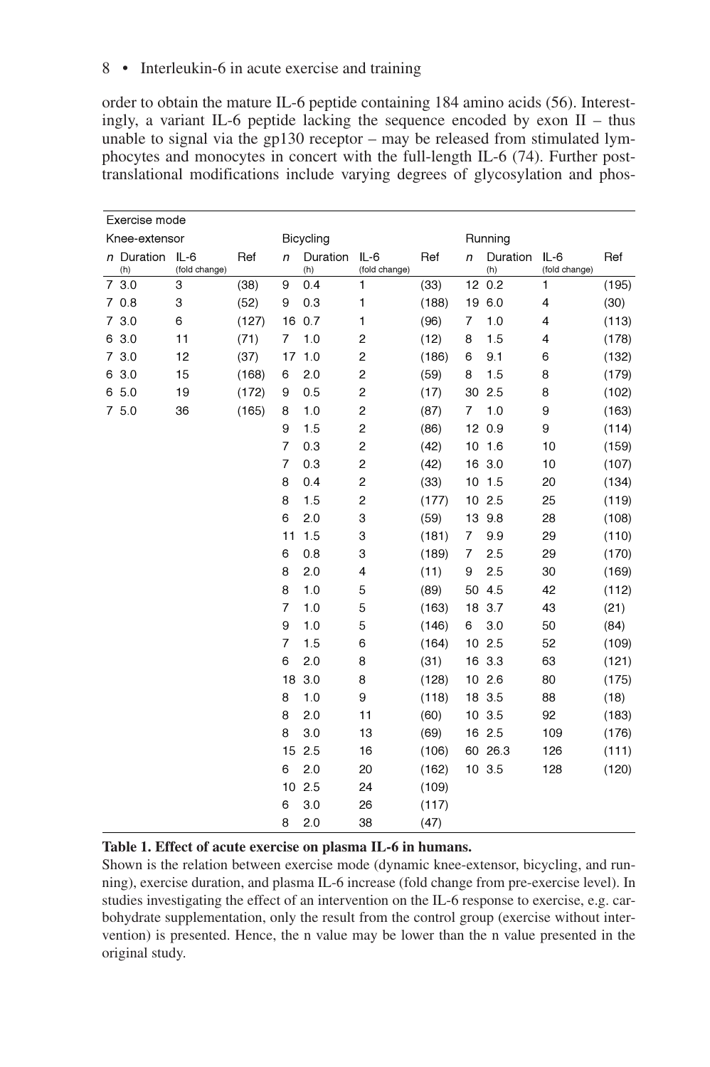order to obtain the mature IL-6 peptide containing 184 amino acids (56). Interestingly, a variant IL-6 peptide lacking the sequence encoded by exon II – thus unable to signal via the gp130 receptor – may be released from stimulated lymphocytes and monocytes in concert with the full-length IL-6 (74). Further post-translational modifications include varying degrees of glycosylation and phos-

| Exercise mode | | | | | | | | | | | |
|---|---|---|---|---|---|---|---|---|---|---|---|
| Knee-extensor | | | | Bicycling | | | | Running | | | |
| *n* | Duration (h) | IL-6 (fold change) | Ref | *n* | Duration (h) | IL-6 (fold change) | Ref | *n* | Duration (h) | IL-6 (fold change) | Ref |
| 7 | 3.0 | 3 | (38) | 9 | 0.4 | 1 | (33) | 12 | 0.2 | 1 | (195) |
| 7 | 0.8 | 3 | (52) | 9 | 0.3 | 1 | (188) | 19 | 6.0 | 4 | (30) |
| 7 | 3.0 | 6 | (127) | 16 | 0.7 | 1 | (96) | 7 | 1.0 | 4 | (113) |
| 6 | 3.0 | 11 | (71) | 7 | 1.0 | 2 | (12) | 8 | 1.5 | 4 | (178) |
| 7 | 3.0 | 12 | (37) | 17 | 1.0 | 2 | (186) | 6 | 9.1 | 6 | (132) |
| 6 | 3.0 | 15 | (168) | 6 | 2.0 | 2 | (59) | 8 | 1.5 | 8 | (179) |
| 6 | 5.0 | 19 | (172) | 9 | 0.5 | 2 | (17) | 30 | 2.5 | 8 | (102) |
| 7 | 5.0 | 36 | (165) | 8 | 1.0 | 2 | (87) | 7 | 1.0 | 9 | (163) |
| | | | | 9 | 1.5 | 2 | (86) | 12 | 0.9 | 9 | (114) |
| | | | | 7 | 0.3 | 2 | (42) | 10 | 1.6 | 10 | (159) |
| | | | | 7 | 0.3 | 2 | (42) | 16 | 3.0 | 10 | (107) |
| | | | | 8 | 0.4 | 2 | (33) | 10 | 1.5 | 20 | (134) |
| | | | | 8 | 1.5 | 2 | (177) | 10 | 2.5 | 25 | (119) |
| | | | | 6 | 2.0 | 3 | (59) | 13 | 9.8 | 28 | (108) |
| | | | | 11 | 1.5 | 3 | (181) | 7 | 9.9 | 29 | (110) |
| | | | | 6 | 0.8 | 3 | (189) | 7 | 2.5 | 29 | (170) |
| | | | | 8 | 2.0 | 4 | (11) | 9 | 2.5 | 30 | (169) |
| | | | | 8 | 1.0 | 5 | (89) | 50 | 4.5 | 42 | (112) |
| | | | | 7 | 1.0 | 5 | (163) | 18 | 3.7 | 43 | (21) |
| | | | | 9 | 1.0 | 5 | (146) | 6 | 3.0 | 50 | (84) |
| | | | | 7 | 1.5 | 6 | (164) | 10 | 2.5 | 52 | (109) |
| | | | | 6 | 2.0 | 8 | (31) | 16 | 3.3 | 63 | (121) |
| | | | | 18 | 3.0 | 8 | (128) | 10 | 2.6 | 80 | (175) |
| | | | | 8 | 1.0 | 9 | (118) | 18 | 3.5 | 88 | (18) |
| | | | | 8 | 2.0 | 11 | (60) | 10 | 3.5 | 92 | (183) |
| | | | | 8 | 3.0 | 13 | (69) | 16 | 2.5 | 109 | (176) |
| | | | | 15 | 2.5 | 16 | (106) | 60 | 26.3 | 126 | (111) |
| | | | | 6 | 2.0 | 20 | (162) | 10 | 3.5 | 128 | (120) |
| | | | | 10 | 2.5 | 24 | (109) | | | | |
| | | | | 6 | 3.0 | 26 | (117) | | | | |
| | | | | 8 | 2.0 | 38 | (47) | | | | |

**Table 1. Effect of acute exercise on plasma IL-6 in humans.**

Shown is the relation between exercise mode (dynamic knee-extensor, bicycling, and running), exercise duration, and plasma IL-6 increase (fold change from pre-exercise level). In studies investigating the effect of an intervention on the IL-6 response to exercise, e.g. carbohydrate supplementation, only the result from the control group (exercise without intervention) is presented. Hence, the n value may be lower than the n value presented in the original study.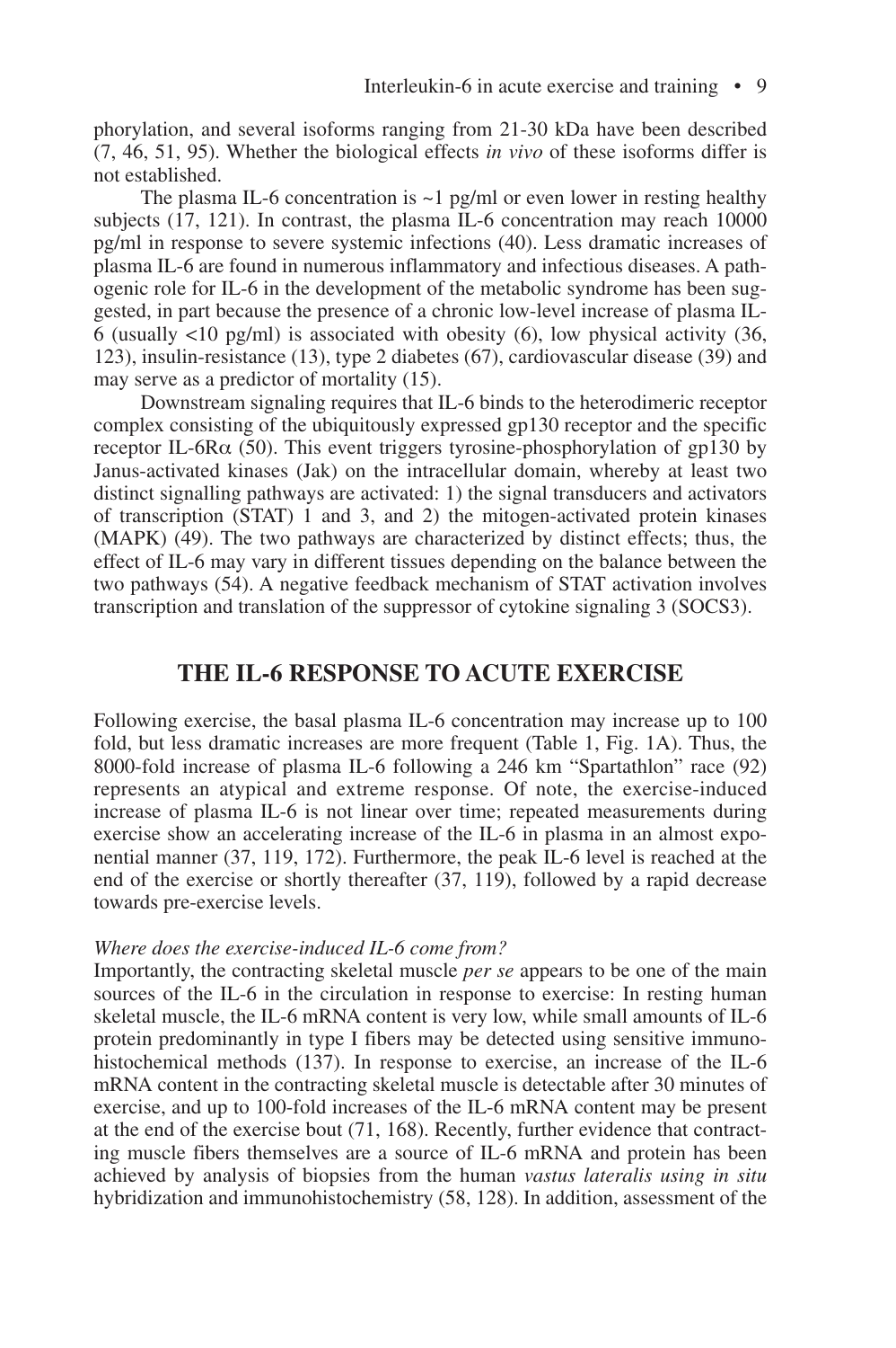phorylation, and several isoforms ranging from 21-30 kDa have been described (7, 46, 51, 95). Whether the biological effects *in vivo* of these isoforms differ is not established.

The plasma IL-6 concentration is ~1 pg/ml or even lower in resting healthy subjects (17, 121). In contrast, the plasma IL-6 concentration may reach 10000 pg/ml in response to severe systemic infections (40). Less dramatic increases of plasma IL-6 are found in numerous inflammatory and infectious diseases. A pathogenic role for IL-6 in the development of the metabolic syndrome has been suggested, in part because the presence of a chronic low-level increase of plasma IL-6 (usually <10 pg/ml) is associated with obesity (6), low physical activity (36, 123), insulin-resistance (13), type 2 diabetes (67), cardiovascular disease (39) and may serve as a predictor of mortality (15).

Downstream signaling requires that IL-6 binds to the heterodimeric receptor complex consisting of the ubiquitously expressed gp130 receptor and the specific receptor IL-6R$\alpha$ (50). This event triggers tyrosine-phosphorylation of gp130 by Janus-activated kinases (Jak) on the intracellular domain, whereby at least two distinct signalling pathways are activated: 1) the signal transducers and activators of transcription (STAT) 1 and 3, and 2) the mitogen-activated protein kinases (MAPK) (49). The two pathways are characterized by distinct effects; thus, the effect of IL-6 may vary in different tissues depending on the balance between the two pathways (54). A negative feedback mechanism of STAT activation involves transcription and translation of the suppressor of cytokine signaling 3 (SOCS3).

## THE IL-6 RESPONSE TO ACUTE EXERCISE

Following exercise, the basal plasma IL-6 concentration may increase up to 100 fold, but less dramatic increases are more frequent (Table 1, Fig. 1A). Thus, the 8000-fold increase of plasma IL-6 following a 246 km "Spartathlon" race (92) represents an atypical and extreme response. Of note, the exercise-induced increase of plasma IL-6 is not linear over time; repeated measurements during exercise show an accelerating increase of the IL-6 in plasma in an almost exponential manner (37, 119, 172). Furthermore, the peak IL-6 level is reached at the end of the exercise or shortly thereafter (37, 119), followed by a rapid decrease towards pre-exercise levels.

*Where does the exercise-induced IL-6 come from?*

Importantly, the contracting skeletal muscle *per se* appears to be one of the main sources of the IL-6 in the circulation in response to exercise: In resting human skeletal muscle, the IL-6 mRNA content is very low, while small amounts of IL-6 protein predominantly in type I fibers may be detected using sensitive immunohistochemical methods (137). In response to exercise, an increase of the IL-6 mRNA content in the contracting skeletal muscle is detectable after 30 minutes of exercise, and up to 100-fold increases of the IL-6 mRNA content may be present at the end of the exercise bout (71, 168). Recently, further evidence that contracting muscle fibers themselves are a source of IL-6 mRNA and protein has been achieved by analysis of biopsies from the human *vastus lateralis using in situ* hybridization and immunohistochemistry (58, 128). In addition, assessment of the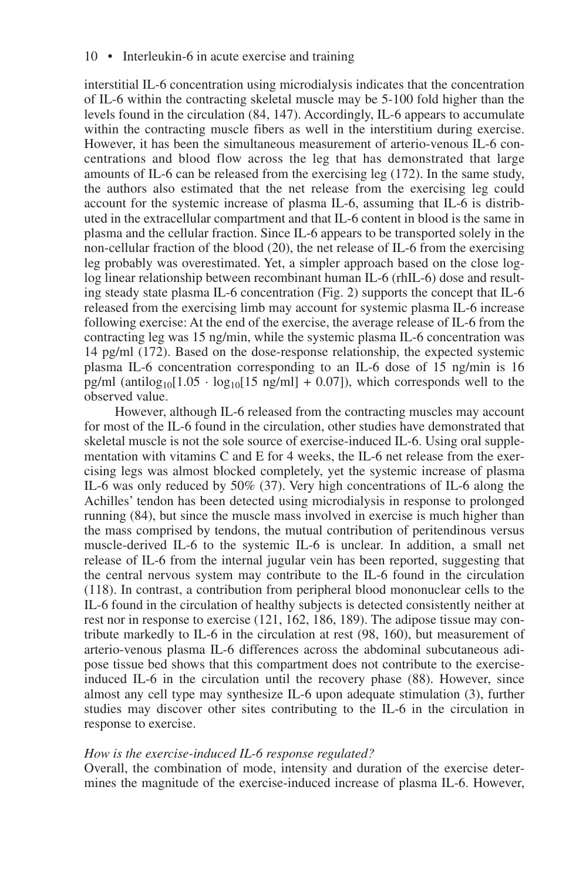interstitial IL-6 concentration using microdialysis indicates that the concentration of IL-6 within the contracting skeletal muscle may be 5-100 fold higher than the levels found in the circulation (84, 147). Accordingly, IL-6 appears to accumulate within the contracting muscle fibers as well in the interstitium during exercise. However, it has been the simultaneous measurement of arterio-venous IL-6 concentrations and blood flow across the leg that has demonstrated that large amounts of IL-6 can be released from the exercising leg (172). In the same study, the authors also estimated that the net release from the exercising leg could account for the systemic increase of plasma IL-6, assuming that IL-6 is distributed in the extracellular compartment and that IL-6 content in blood is the same in plasma and the cellular fraction. Since IL-6 appears to be transported solely in the non-cellular fraction of the blood (20), the net release of IL-6 from the exercising leg probably was overestimated. Yet, a simpler approach based on the close log-log linear relationship between recombinant human IL-6 (rhIL-6) dose and resulting steady state plasma IL-6 concentration (Fig. 2) supports the concept that IL-6 released from the exercising limb may account for systemic plasma IL-6 increase following exercise: At the end of the exercise, the average release of IL-6 from the contracting leg was 15 ng/min, while the systemic plasma IL-6 concentration was 14 pg/ml (172). Based on the dose-response relationship, the expected systemic plasma IL-6 concentration corresponding to an IL-6 dose of 15 ng/min is 16 pg/ml ($\text{antilog}_{10}[1.05 \cdot \log_{10}[15 \text{ ng/ml}] + 0.07]$), which corresponds well to the observed value.

However, although IL-6 released from the contracting muscles may account for most of the IL-6 found in the circulation, other studies have demonstrated that skeletal muscle is not the sole source of exercise-induced IL-6. Using oral supplementation with vitamins C and E for 4 weeks, the IL-6 net release from the exercising legs was almost blocked completely, yet the systemic increase of plasma IL-6 was only reduced by 50% (37). Very high concentrations of IL-6 along the Achilles' tendon has been detected using microdialysis in response to prolonged running (84), but since the muscle mass involved in exercise is much higher than the mass comprised by tendons, the mutual contribution of peritendinous versus muscle-derived IL-6 to the systemic IL-6 is unclear. In addition, a small net release of IL-6 from the internal jugular vein has been reported, suggesting that the central nervous system may contribute to the IL-6 found in the circulation (118). In contrast, a contribution from peripheral blood mononuclear cells to the IL-6 found in the circulation of healthy subjects is detected consistently neither at rest nor in response to exercise (121, 162, 186, 189). The adipose tissue may contribute markedly to IL-6 in the circulation at rest (98, 160), but measurement of arterio-venous plasma IL-6 differences across the abdominal subcutaneous adipose tissue bed shows that this compartment does not contribute to the exercise-induced IL-6 in the circulation until the recovery phase (88). However, since almost any cell type may synthesize IL-6 upon adequate stimulation (3), further studies may discover other sites contributing to the IL-6 in the circulation in response to exercise.

*How is the exercise-induced IL-6 response regulated?*

Overall, the combination of mode, intensity and duration of the exercise determines the magnitude of the exercise-induced increase of plasma IL-6. However,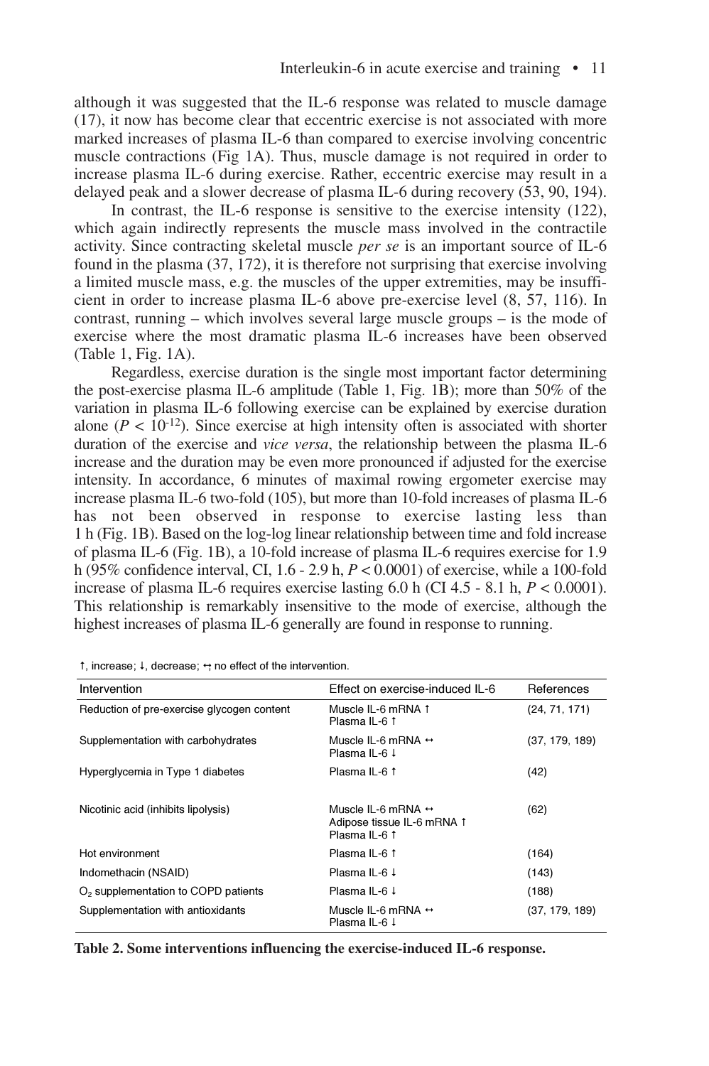although it was suggested that the IL-6 response was related to muscle damage (17), it now has become clear that eccentric exercise is not associated with more marked increases of plasma IL-6 than compared to exercise involving concentric muscle contractions (Fig 1A). Thus, muscle damage is not required in order to increase plasma IL-6 during exercise. Rather, eccentric exercise may result in a delayed peak and a slower decrease of plasma IL-6 during recovery (53, 90, 194).

In contrast, the IL-6 response is sensitive to the exercise intensity (122), which again indirectly represents the muscle mass involved in the contractile activity. Since contracting skeletal muscle *per se* is an important source of IL-6 found in the plasma (37, 172), it is therefore not surprising that exercise involving a limited muscle mass, e.g. the muscles of the upper extremities, may be insufficient in order to increase plasma IL-6 above pre-exercise level (8, 57, 116). In contrast, running – which involves several large muscle groups – is the mode of exercise where the most dramatic plasma IL-6 increases have been observed (Table 1, Fig. 1A).

Regardless, exercise duration is the single most important factor determining the post-exercise plasma IL-6 amplitude (Table 1, Fig. 1B); more than 50% of the variation in plasma IL-6 following exercise can be explained by exercise duration alone ($P < 10^{-12}$). Since exercise at high intensity often is associated with shorter duration of the exercise and *vice versa*, the relationship between the plasma IL-6 increase and the duration may be even more pronounced if adjusted for the exercise intensity. In accordance, 6 minutes of maximal rowing ergometer exercise may increase plasma IL-6 two-fold (105), but more than 10-fold increases of plasma IL-6 has not been observed in response to exercise lasting less than 1 h (Fig. 1B). Based on the log-log linear relationship between time and fold increase of plasma IL-6 (Fig. 1B), a 10-fold increase of plasma IL-6 requires exercise for 1.9 h (95% confidence interval, CI, 1.6 - 2.9 h, $P < 0.0001$) of exercise, while a 100-fold increase of plasma IL-6 requires exercise lasting 6.0 h (CI 4.5 - 8.1 h, $P < 0.0001$). This relationship is remarkably insensitive to the mode of exercise, although the highest increases of plasma IL-6 generally are found in response to running.

↑, increase; ↓, decrease; ↔ no effect of the intervention.

| Intervention | Effect on exercise-induced IL-6 | References |
|---|---|---|
| Reduction of pre-exercise glycogen content | Muscle IL-6 mRNA ↑<br>Plasma IL-6 ↑ | (24, 71, 171) |
| Supplementation with carbohydrates | Muscle IL-6 mRNA ↔<br>Plasma IL-6 ↓ | (37, 179, 189) |
| Hyperglycemia in Type 1 diabetes | Plasma IL-6 ↑ | (42) |
| Nicotinic acid (inhibits lipolysis) | Muscle IL-6 mRNA ↔<br>Adipose tissue IL-6 mRNA ↑<br>Plasma IL-6 ↑ | (62) |
| Hot environment | Plasma IL-6 ↑ | (164) |
| Indomethacin (NSAID) | Plasma IL-6 ↓ | (143) |
| $O_2$ supplementation to COPD patients | Plasma IL-6 ↓ | (188) |
| Supplementation with antioxidants | Muscle IL-6 mRNA ↔<br>Plasma IL-6 ↓ | (37, 179, 189) |

**Table 2. Some interventions influencing the exercise-induced IL-6 response.**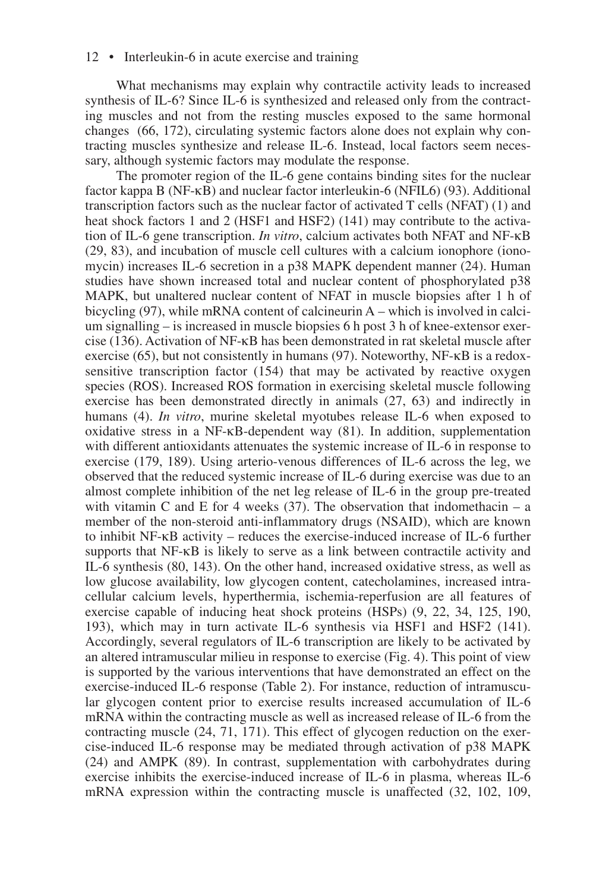What mechanisms may explain why contractile activity leads to increased synthesis of IL-6? Since IL-6 is synthesized and released only from the contracting muscles and not from the resting muscles exposed to the same hormonal changes (66, 172), circulating systemic factors alone does not explain why contracting muscles synthesize and release IL-6. Instead, local factors seem necessary, although systemic factors may modulate the response.

The promoter region of the IL-6 gene contains binding sites for the nuclear factor kappa B (NF-κB) and nuclear factor interleukin-6 (NFIL6) (93). Additional transcription factors such as the nuclear factor of activated T cells (NFAT) (1) and heat shock factors 1 and 2 (HSF1 and HSF2) (141) may contribute to the activation of IL-6 gene transcription. *In vitro*, calcium activates both NFAT and NF-κB (29, 83), and incubation of muscle cell cultures with a calcium ionophore (ionomycin) increases IL-6 secretion in a p38 MAPK dependent manner (24). Human studies have shown increased total and nuclear content of phosphorylated p38 MAPK, but unaltered nuclear content of NFAT in muscle biopsies after 1 h of bicycling (97), while mRNA content of calcineurin A – which is involved in calcium signalling – is increased in muscle biopsies 6 h post 3 h of knee-extensor exercise (136). Activation of NF-κB has been demonstrated in rat skeletal muscle after exercise (65), but not consistently in humans (97). Noteworthy, NF-κB is a redox-sensitive transcription factor (154) that may be activated by reactive oxygen species (ROS). Increased ROS formation in exercising skeletal muscle following exercise has been demonstrated directly in animals (27, 63) and indirectly in humans (4). *In vitro*, murine skeletal myotubes release IL-6 when exposed to oxidative stress in a NF-κB-dependent way (81). In addition, supplementation with different antioxidants attenuates the systemic increase of IL-6 in response to exercise (179, 189). Using arterio-venous differences of IL-6 across the leg, we observed that the reduced systemic increase of IL-6 during exercise was due to an almost complete inhibition of the net leg release of IL-6 in the group pre-treated with vitamin C and E for 4 weeks (37). The observation that indomethacin – a member of the non-steroid anti-inflammatory drugs (NSAID), which are known to inhibit NF-κB activity – reduces the exercise-induced increase of IL-6 further supports that NF-κB is likely to serve as a link between contractile activity and IL-6 synthesis (80, 143). On the other hand, increased oxidative stress, as well as low glucose availability, low glycogen content, catecholamines, increased intracellular calcium levels, hyperthermia, ischemia-reperfusion are all features of exercise capable of inducing heat shock proteins (HSPs) (9, 22, 34, 125, 190, 193), which may in turn activate IL-6 synthesis via HSF1 and HSF2 (141). Accordingly, several regulators of IL-6 transcription are likely to be activated by an altered intramuscular milieu in response to exercise (Fig. 4). This point of view is supported by the various interventions that have demonstrated an effect on the exercise-induced IL-6 response (Table 2). For instance, reduction of intramuscular glycogen content prior to exercise results increased accumulation of IL-6 mRNA within the contracting muscle as well as increased release of IL-6 from the contracting muscle (24, 71, 171). This effect of glycogen reduction on the exercise-induced IL-6 response may be mediated through activation of p38 MAPK (24) and AMPK (89). In contrast, supplementation with carbohydrates during exercise inhibits the exercise-induced increase of IL-6 in plasma, whereas IL-6 mRNA expression within the contracting muscle is unaffected (32, 102, 109,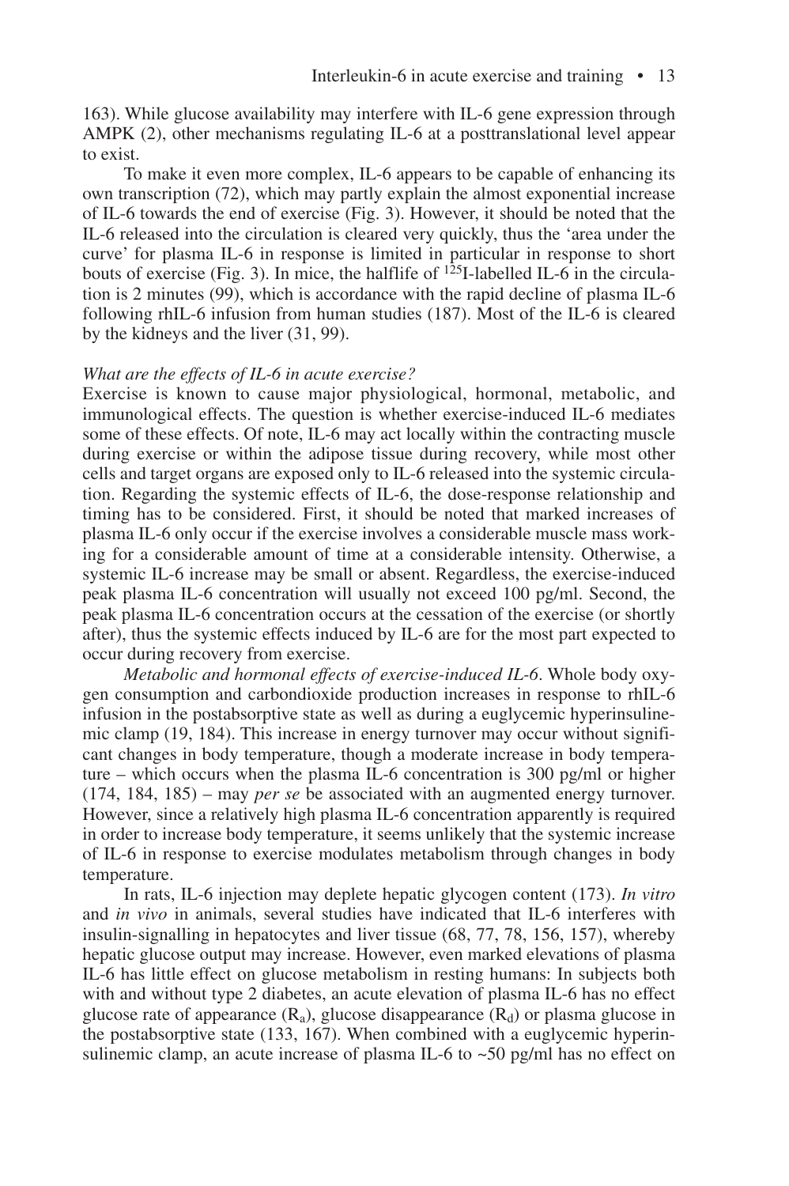163). While glucose availability may interfere with IL-6 gene expression through AMPK (2), other mechanisms regulating IL-6 at a posttranslational level appear to exist.

To make it even more complex, IL-6 appears to be capable of enhancing its own transcription (72), which may partly explain the almost exponential increase of IL-6 towards the end of exercise (Fig. 3). However, it should be noted that the IL-6 released into the circulation is cleared very quickly, thus the 'area under the curve' for plasma IL-6 in response is limited in particular in response to short bouts of exercise (Fig. 3). In mice, the halflife of $^{125}$I-labelled IL-6 in the circulation is 2 minutes (99), which is accordance with the rapid decline of plasma IL-6 following rhIL-6 infusion from human studies (187). Most of the IL-6 is cleared by the kidneys and the liver (31, 99).

*What are the effects of IL-6 in acute exercise?*

Exercise is known to cause major physiological, hormonal, metabolic, and immunological effects. The question is whether exercise-induced IL-6 mediates some of these effects. Of note, IL-6 may act locally within the contracting muscle during exercise or within the adipose tissue during recovery, while most other cells and target organs are exposed only to IL-6 released into the systemic circulation. Regarding the systemic effects of IL-6, the dose-response relationship and timing has to be considered. First, it should be noted that marked increases of plasma IL-6 only occur if the exercise involves a considerable muscle mass working for a considerable amount of time at a considerable intensity. Otherwise, a systemic IL-6 increase may be small or absent. Regardless, the exercise-induced peak plasma IL-6 concentration will usually not exceed 100 pg/ml. Second, the peak plasma IL-6 concentration occurs at the cessation of the exercise (or shortly after), thus the systemic effects induced by IL-6 are for the most part expected to occur during recovery from exercise.

*Metabolic and hormonal effects of exercise-induced IL-6*. Whole body oxygen consumption and carbondioxide production increases in response to rhIL-6 infusion in the postabsorptive state as well as during a euglycemic hyperinsulinemic clamp (19, 184). This increase in energy turnover may occur without significant changes in body temperature, though a moderate increase in body temperature – which occurs when the plasma IL-6 concentration is 300 pg/ml or higher (174, 184, 185) – may *per se* be associated with an augmented energy turnover. However, since a relatively high plasma IL-6 concentration apparently is required in order to increase body temperature, it seems unlikely that the systemic increase of IL-6 in response to exercise modulates metabolism through changes in body temperature.

In rats, IL-6 injection may deplete hepatic glycogen content (173). *In vitro* and *in vivo* in animals, several studies have indicated that IL-6 interferes with insulin-signalling in hepatocytes and liver tissue (68, 77, 78, 156, 157), whereby hepatic glucose output may increase. However, even marked elevations of plasma IL-6 has little effect on glucose metabolism in resting humans: In subjects both with and without type 2 diabetes, an acute elevation of plasma IL-6 has no effect glucose rate of appearance ($R_a$), glucose disappearance ($R_d$) or plasma glucose in the postabsorptive state (133, 167). When combined with a euglycemic hyperinsulinemic clamp, an acute increase of plasma IL-6 to ~50 pg/ml has no effect on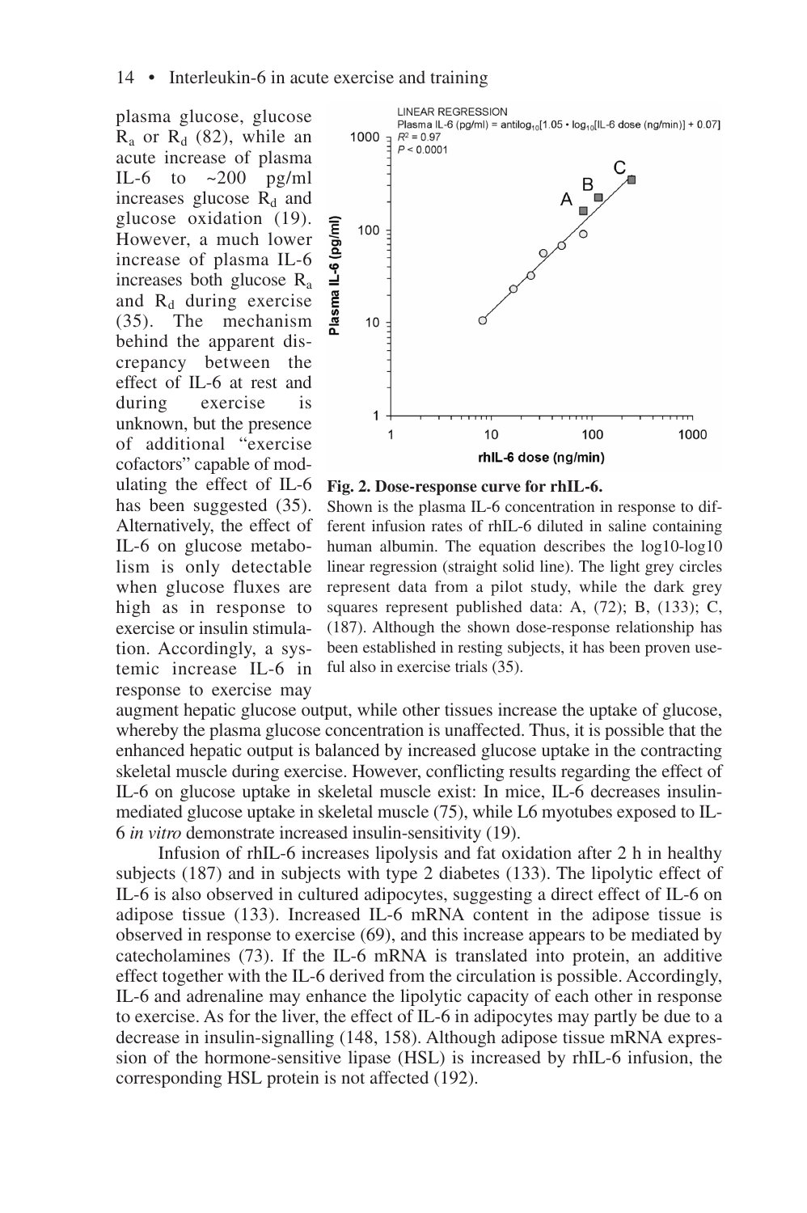plasma glucose, glucose $R_a$ or $R_d$ (82), while an acute increase of plasma IL-6 to ~200 pg/ml increases glucose $R_d$ and glucose oxidation (19). However, a much lower increase of plasma IL-6 increases both glucose $R_a$ and $R_d$ during exercise (35). The mechanism behind the apparent discrepancy between the effect of IL-6 at rest and during exercise is unknown, but the presence of additional "exercise cofactors" capable of modulating the effect of IL-6 has been suggested (35). Alternatively, the effect of IL-6 on glucose metabolism is only detectable when glucose fluxes are high as in response to exercise or insulin stimulation. Accordingly, a systemic increase IL-6 in response to exercise may augment hepatic glucose output, while other tissues increase the uptake of glucose, whereby the plasma glucose concentration is unaffected. Thus, it is possible that the enhanced hepatic output is balanced by increased glucose uptake in the contracting skeletal muscle during exercise. However, conflicting results regarding the effect of IL-6 on glucose uptake in skeletal muscle exist: In mice, IL-6 decreases insulin-mediated glucose uptake in skeletal muscle (75), while L6 myotubes exposed to IL-6 *in vitro* demonstrate increased insulin-sensitivity (19).

**Fig. 2. Dose-response curve for rhIL-6.** Shown is the plasma IL-6 concentration in response to different infusion rates of rhIL-6 diluted in saline containing human albumin. The equation describes the log10-log10 linear regression (straight solid line). The light grey circles represent data from a pilot study, while the dark grey squares represent published data: A, (72); B, (133); C, (187). Although the shown dose-response relationship has been established in resting subjects, it has been proven useful also in exercise trials (35).

Infusion of rhIL-6 increases lipolysis and fat oxidation after 2 h in healthy subjects (187) and in subjects with type 2 diabetes (133). The lipolytic effect of IL-6 is also observed in cultured adipocytes, suggesting a direct effect of IL-6 on adipose tissue (133). Increased IL-6 mRNA content in the adipose tissue is observed in response to exercise (69), and this increase appears to be mediated by catecholamines (73). If the IL-6 mRNA is translated into protein, an additive effect together with the IL-6 derived from the circulation is possible. Accordingly, IL-6 and adrenaline may enhance the lipolytic capacity of each other in response to exercise. As for the liver, the effect of IL-6 in adipocytes may partly be due to a decrease in insulin-signalling (148, 158). Although adipose tissue mRNA expression of the hormone-sensitive lipase (HSL) is increased by rhIL-6 infusion, the corresponding HSL protein is not affected (192).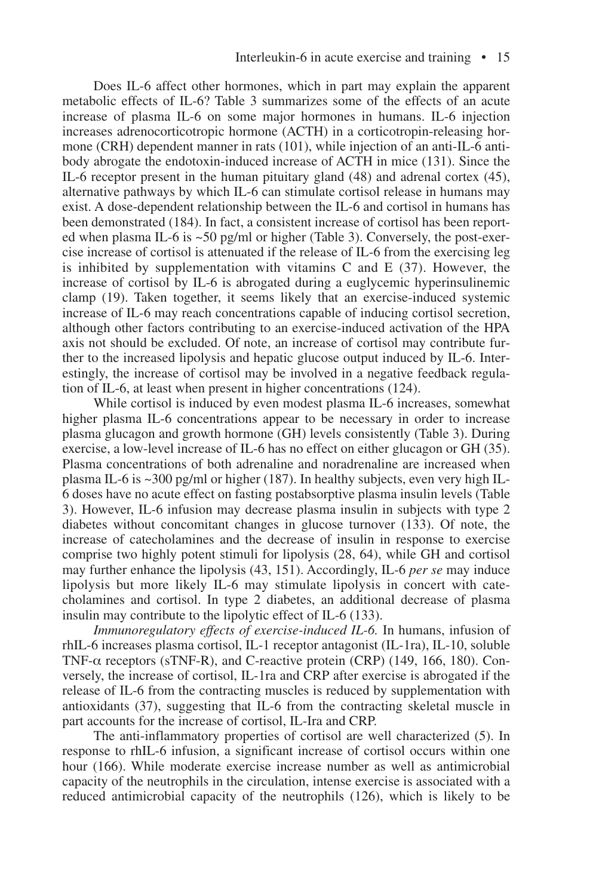Does IL-6 affect other hormones, which in part may explain the apparent metabolic effects of IL-6? Table 3 summarizes some of the effects of an acute increase of plasma IL-6 on some major hormones in humans. IL-6 injection increases adrenocorticotropic hormone (ACTH) in a corticotropin-releasing hormone (CRH) dependent manner in rats (101), while injection of an anti-IL-6 antibody abrogate the endotoxin-induced increase of ACTH in mice (131). Since the IL-6 receptor present in the human pituitary gland (48) and adrenal cortex (45), alternative pathways by which IL-6 can stimulate cortisol release in humans may exist. A dose-dependent relationship between the IL-6 and cortisol in humans has been demonstrated (184). In fact, a consistent increase of cortisol has been reported when plasma IL-6 is ~50 pg/ml or higher (Table 3). Conversely, the post-exercise increase of cortisol is attenuated if the release of IL-6 from the exercising leg is inhibited by supplementation with vitamins C and E (37). However, the increase of cortisol by IL-6 is abrogated during a euglycemic hyperinsulinemic clamp (19). Taken together, it seems likely that an exercise-induced systemic increase of IL-6 may reach concentrations capable of inducing cortisol secretion, although other factors contributing to an exercise-induced activation of the HPA axis not should be excluded. Of note, an increase of cortisol may contribute further to the increased lipolysis and hepatic glucose output induced by IL-6. Interestingly, the increase of cortisol may be involved in a negative feedback regulation of IL-6, at least when present in higher concentrations (124).

While cortisol is induced by even modest plasma IL-6 increases, somewhat higher plasma IL-6 concentrations appear to be necessary in order to increase plasma glucagon and growth hormone (GH) levels consistently (Table 3). During exercise, a low-level increase of IL-6 has no effect on either glucagon or GH (35). Plasma concentrations of both adrenaline and noradrenaline are increased when plasma IL-6 is ~300 pg/ml or higher (187). In healthy subjects, even very high IL-6 doses have no acute effect on fasting postabsorptive plasma insulin levels (Table 3). However, IL-6 infusion may decrease plasma insulin in subjects with type 2 diabetes without concomitant changes in glucose turnover (133). Of note, the increase of catecholamines and the decrease of insulin in response to exercise comprise two highly potent stimuli for lipolysis (28, 64), while GH and cortisol may further enhance the lipolysis (43, 151). Accordingly, IL-6 *per se* may induce lipolysis but more likely IL-6 may stimulate lipolysis in concert with catecholamines and cortisol. In type 2 diabetes, an additional decrease of plasma insulin may contribute to the lipolytic effect of IL-6 (133).

*Immunoregulatory effects of exercise-induced IL-6.* In humans, infusion of rhIL-6 increases plasma cortisol, IL-1 receptor antagonist (IL-1ra), IL-10, soluble TNF-$\alpha$ receptors (sTNF-R), and C-reactive protein (CRP) (149, 166, 180). Conversely, the increase of cortisol, IL-1ra and CRP after exercise is abrogated if the release of IL-6 from the contracting muscles is reduced by supplementation with antioxidants (37), suggesting that IL-6 from the contracting skeletal muscle in part accounts for the increase of cortisol, IL-Ira and CRP.

The anti-inflammatory properties of cortisol are well characterized (5). In response to rhIL-6 infusion, a significant increase of cortisol occurs within one hour (166). While moderate exercise increase number as well as antimicrobial capacity of the neutrophils in the circulation, intense exercise is associated with a reduced antimicrobial capacity of the neutrophils (126), which is likely to be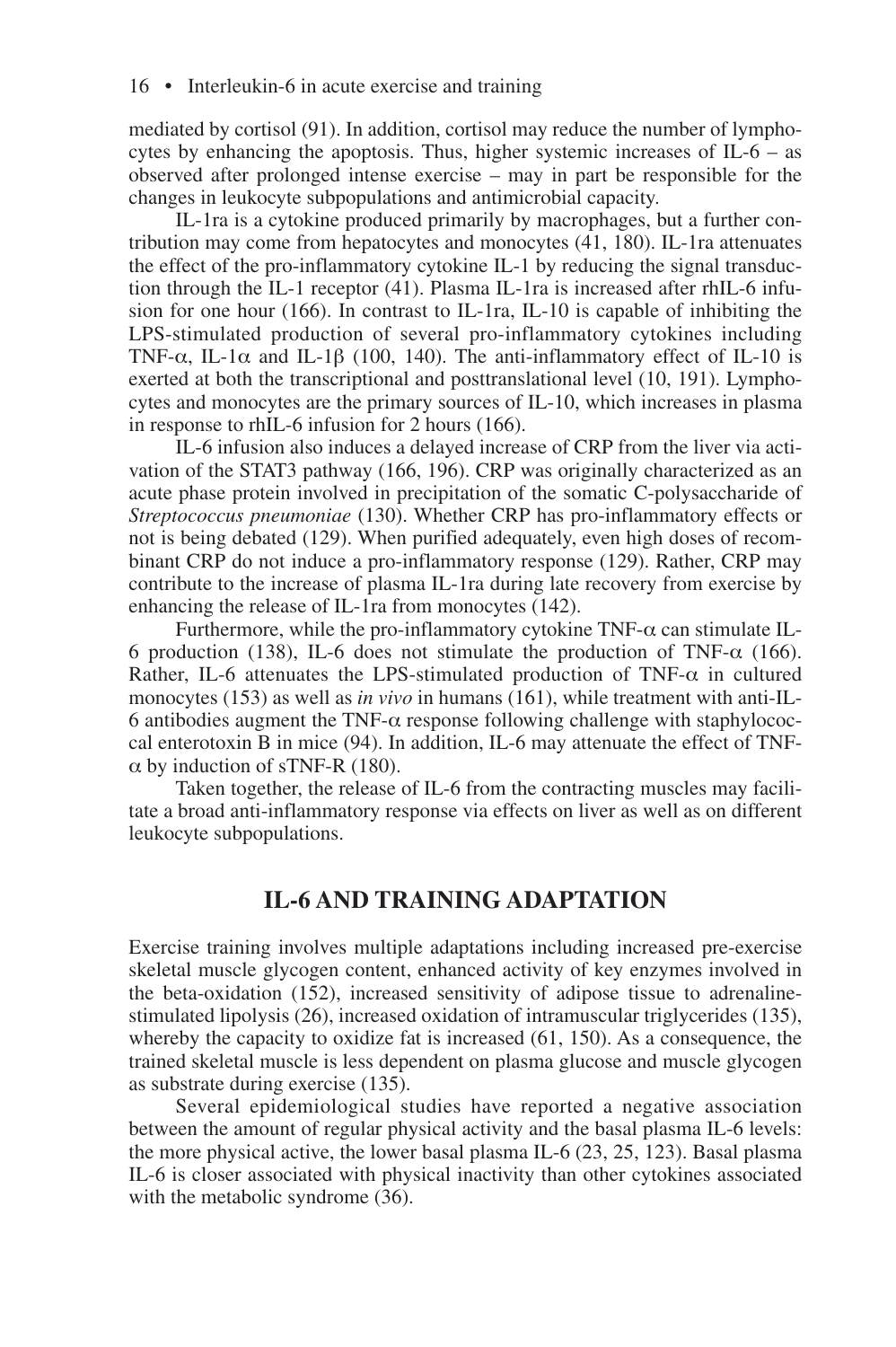mediated by cortisol (91). In addition, cortisol may reduce the number of lymphocytes by enhancing the apoptosis. Thus, higher systemic increases of IL-6 – as observed after prolonged intense exercise – may in part be responsible for the changes in leukocyte subpopulations and antimicrobial capacity.

IL-1ra is a cytokine produced primarily by macrophages, but a further contribution may come from hepatocytes and monocytes (41, 180). IL-1ra attenuates the effect of the pro-inflammatory cytokine IL-1 by reducing the signal transduction through the IL-1 receptor (41). Plasma IL-1ra is increased after rhIL-6 infusion for one hour (166). In contrast to IL-1ra, IL-10 is capable of inhibiting the LPS-stimulated production of several pro-inflammatory cytokines including TNF-$\alpha$, IL-1$\alpha$ and IL-1$\beta$ (100, 140). The anti-inflammatory effect of IL-10 is exerted at both the transcriptional and posttranslational level (10, 191). Lymphocytes and monocytes are the primary sources of IL-10, which increases in plasma in response to rhIL-6 infusion for 2 hours (166).

IL-6 infusion also induces a delayed increase of CRP from the liver via activation of the STAT3 pathway (166, 196). CRP was originally characterized as an acute phase protein involved in precipitation of the somatic C-polysaccharide of *Streptococcus pneumoniae* (130). Whether CRP has pro-inflammatory effects or not is being debated (129). When purified adequately, even high doses of recombinant CRP do not induce a pro-inflammatory response (129). Rather, CRP may contribute to the increase of plasma IL-1ra during late recovery from exercise by enhancing the release of IL-1ra from monocytes (142).

Furthermore, while the pro-inflammatory cytokine TNF-$\alpha$ can stimulate IL-6 production (138), IL-6 does not stimulate the production of TNF-$\alpha$ (166). Rather, IL-6 attenuates the LPS-stimulated production of TNF-$\alpha$ in cultured monocytes (153) as well as *in vivo* in humans (161), while treatment with anti-IL-6 antibodies augment the TNF-$\alpha$ response following challenge with staphylococcal enterotoxin B in mice (94). In addition, IL-6 may attenuate the effect of TNF-$\alpha$ by induction of sTNF-R (180).

Taken together, the release of IL-6 from the contracting muscles may facilitate a broad anti-inflammatory response via effects on liver as well as on different leukocyte subpopulations.

## IL-6 AND TRAINING ADAPTATION

Exercise training involves multiple adaptations including increased pre-exercise skeletal muscle glycogen content, enhanced activity of key enzymes involved in the beta-oxidation (152), increased sensitivity of adipose tissue to adrenaline-stimulated lipolysis (26), increased oxidation of intramuscular triglycerides (135), whereby the capacity to oxidize fat is increased (61, 150). As a consequence, the trained skeletal muscle is less dependent on plasma glucose and muscle glycogen as substrate during exercise (135).

Several epidemiological studies have reported a negative association between the amount of regular physical activity and the basal plasma IL-6 levels: the more physical active, the lower basal plasma IL-6 (23, 25, 123). Basal plasma IL-6 is closer associated with physical inactivity than other cytokines associated with the metabolic syndrome (36).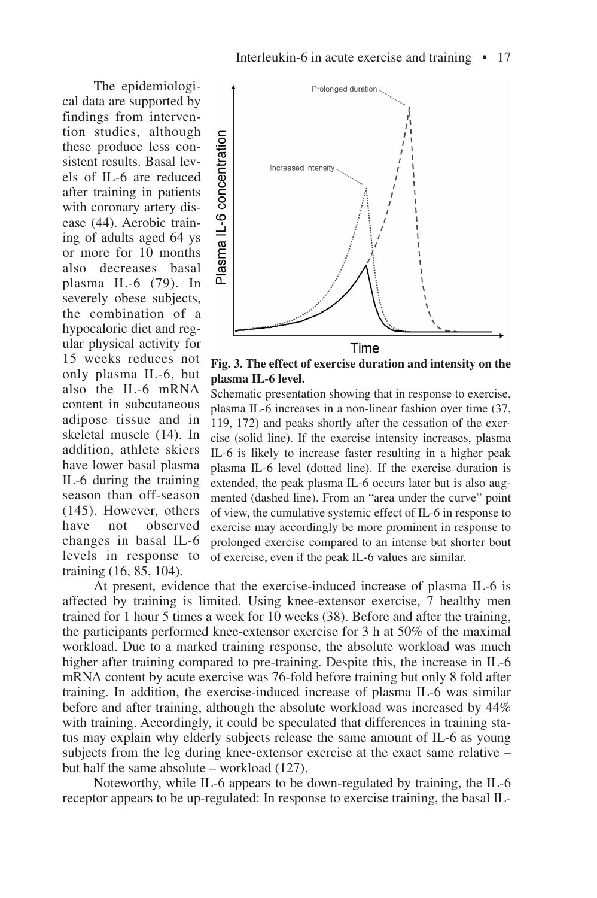The epidemiological data are supported by findings from intervention studies, although these produce less consistent results. Basal levels of IL-6 are reduced after training in patients with coronary artery disease (44). Aerobic training of adults aged 64 ys or more for 10 months also decreases basal plasma IL-6 (79). In severely obese subjects, the combination of a hypocaloric diet and regular physical activity for 15 weeks reduces not only plasma IL-6, but also the IL-6 mRNA content in subcutaneous adipose tissue and in skeletal muscle (14). In addition, athlete skiers have lower basal plasma IL-6 during the training season than off-season (145). However, others have not observed changes in basal IL-6 levels in response to training (16, 85, 104).

**Fig. 3. The effect of exercise duration and intensity on the plasma IL-6 level.**

Schematic presentation showing that in response to exercise, plasma IL-6 increases in a non-linear fashion over time (37, 119, 172) and peaks shortly after the cessation of the exercise (solid line). If the exercise intensity increases, plasma IL-6 is likely to increase faster resulting in a higher peak plasma IL-6 level (dotted line). If the exercise duration is extended, the peak plasma IL-6 occurs later but is also augmented (dashed line). From an "area under the curve" point of view, the cumulative systemic effect of IL-6 in response to exercise may accordingly be more prominent in response to prolonged exercise compared to an intense but shorter bout of exercise, even if the peak IL-6 values are similar.

At present, evidence that the exercise-induced increase of plasma IL-6 is affected by training is limited. Using knee-extensor exercise, 7 healthy men trained for 1 hour 5 times a week for 10 weeks (38). Before and after the training, the participants performed knee-extensor exercise for 3 h at 50% of the maximal workload. Due to a marked training response, the absolute workload was much higher after training compared to pre-training. Despite this, the increase in IL-6 mRNA content by acute exercise was 76-fold before training but only 8 fold after training. In addition, the exercise-induced increase of plasma IL-6 was similar before and after training, although the absolute workload was increased by 44% with training. Accordingly, it could be speculated that differences in training status may explain why elderly subjects release the same amount of IL-6 as young subjects from the leg during knee-extensor exercise at the exact same relative – but half the same absolute – workload (127).

Noteworthy, while IL-6 appears to be down-regulated by training, the IL-6 receptor appears to be up-regulated: In response to exercise training, the basal IL-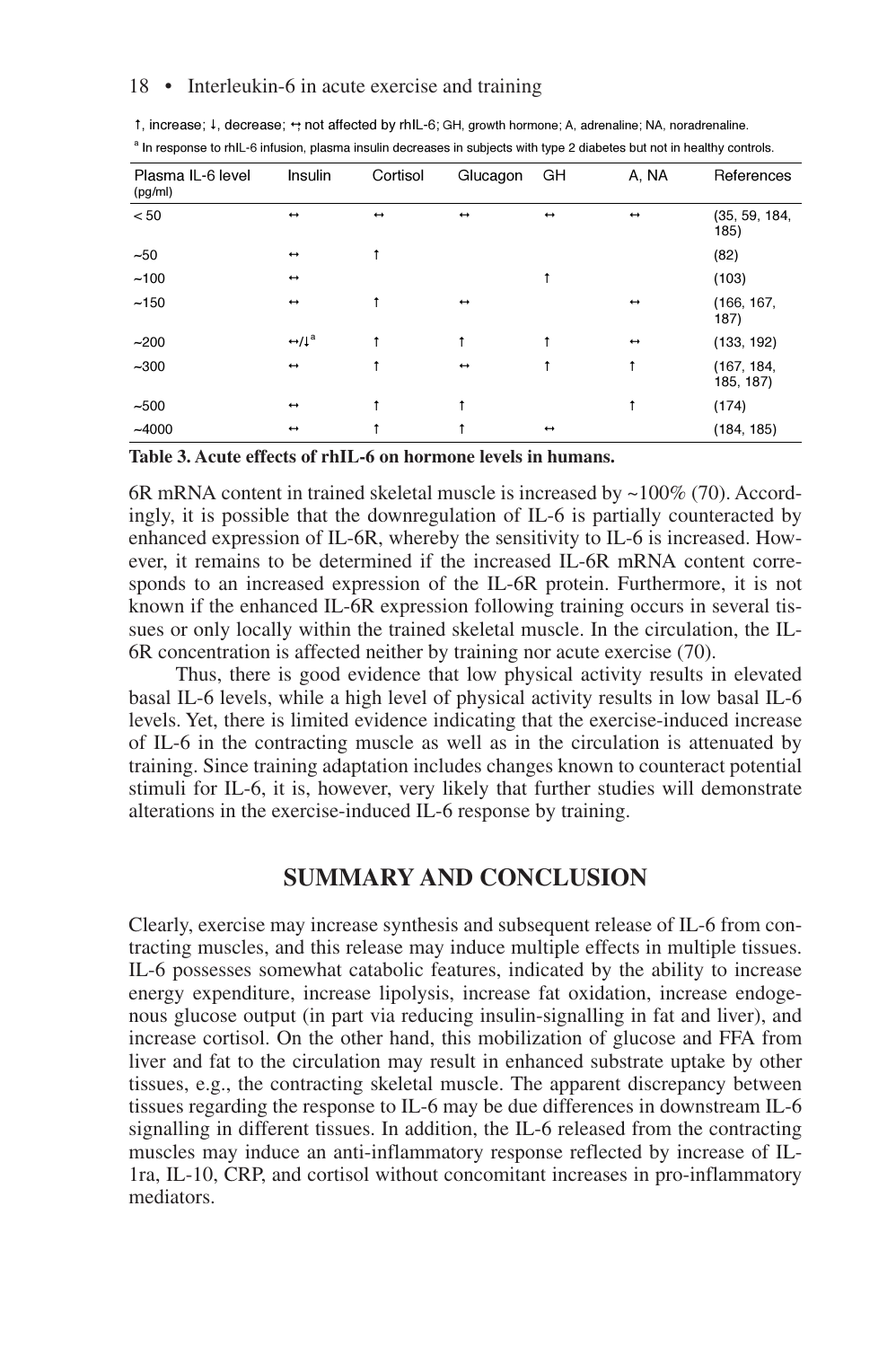↑, increase; ↓, decrease; ↔ not affected by rhIL-6; GH, growth hormone; A, adrenaline; NA, noradrenaline.

[a] In response to rhIL-6 infusion, plasma insulin decreases in subjects with type 2 diabetes but not in healthy controls.

| Plasma IL-6 level (pg/ml) | Insulin | Cortisol | Glucagon | GH | A, NA | References |
|---|---|---|---|---|---|---|
| < 50 | ↔ | ↔ | ↔ | ↔ | ↔ | (35, 59, 184, 185) |
| ~50 | ↔ | ↑ | | | | (82) |
| ~100 | ↔ | | | ↑ | | (103) |
| ~150 | ↔ | ↑ | ↔ | | ↔ | (166, 167, 187) |
| ~200 | ↔/↓[a] | ↑ | ↑ | ↑ | ↔ | (133, 192) |
| ~300 | ↔ | ↑ | ↔ | ↑ | ↑ | (167, 184, 185, 187) |
| ~500 | ↔ | ↑ | ↑ | | ↑ | (174) |
| ~4000 | ↔ | ↑ | ↑ | ↔ | | (184, 185) |

**Table 3. Acute effects of rhIL-6 on hormone levels in humans.**

6R mRNA content in trained skeletal muscle is increased by ~100% (70). Accordingly, it is possible that the downregulation of IL-6 is partially counteracted by enhanced expression of IL-6R, whereby the sensitivity to IL-6 is increased. However, it remains to be determined if the increased IL-6R mRNA content corresponds to an increased expression of the IL-6R protein. Furthermore, it is not known if the enhanced IL-6R expression following training occurs in several tissues or only locally within the trained skeletal muscle. In the circulation, the IL-6R concentration is affected neither by training nor acute exercise (70).

Thus, there is good evidence that low physical activity results in elevated basal IL-6 levels, while a high level of physical activity results in low basal IL-6 levels. Yet, there is limited evidence indicating that the exercise-induced increase of IL-6 in the contracting muscle as well as in the circulation is attenuated by training. Since training adaptation includes changes known to counteract potential stimuli for IL-6, it is, however, very likely that further studies will demonstrate alterations in the exercise-induced IL-6 response by training.

## SUMMARY AND CONCLUSION

Clearly, exercise may increase synthesis and subsequent release of IL-6 from contracting muscles, and this release may induce multiple effects in multiple tissues. IL-6 possesses somewhat catabolic features, indicated by the ability to increase energy expenditure, increase lipolysis, increase fat oxidation, increase endogenous glucose output (in part via reducing insulin-signalling in fat and liver), and increase cortisol. On the other hand, this mobilization of glucose and FFA from liver and fat to the circulation may result in enhanced substrate uptake by other tissues, e.g., the contracting skeletal muscle. The apparent discrepancy between tissues regarding the response to IL-6 may be due differences in downstream IL-6 signalling in different tissues. In addition, the IL-6 released from the contracting muscles may induce an anti-inflammatory response reflected by increase of IL-1ra, IL-10, CRP, and cortisol without concomitant increases in pro-inflammatory mediators.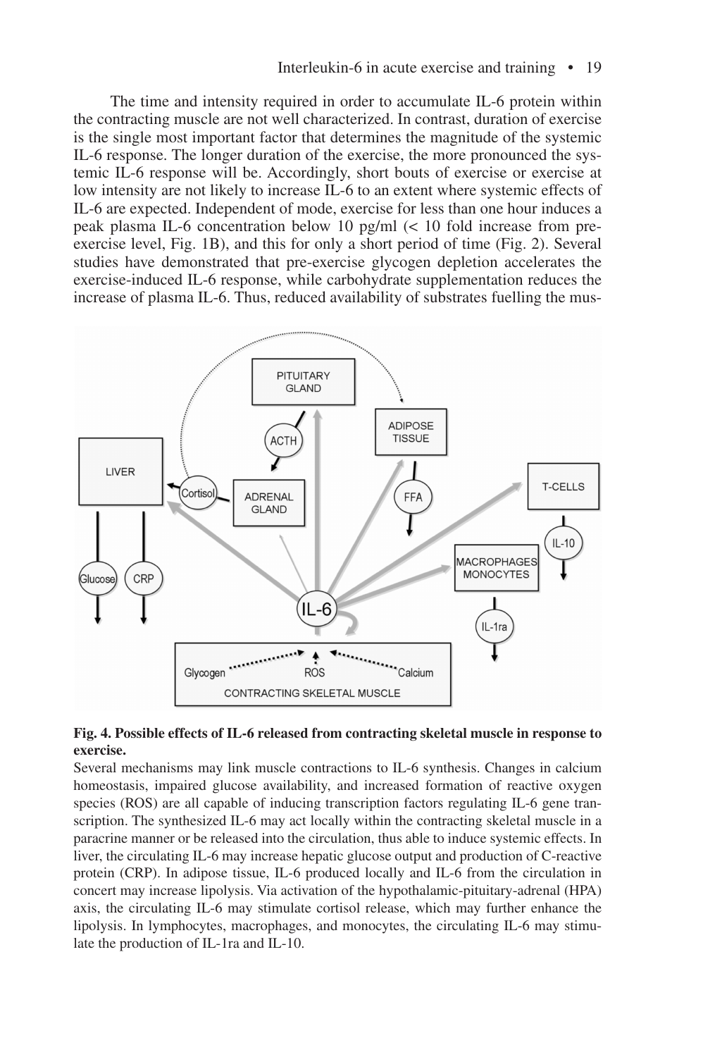The time and intensity required in order to accumulate IL-6 protein within the contracting muscle are not well characterized. In contrast, duration of exercise is the single most important factor that determines the magnitude of the systemic IL-6 response. The longer duration of the exercise, the more pronounced the systemic IL-6 response will be. Accordingly, short bouts of exercise or exercise at low intensity are not likely to increase IL-6 to an extent where systemic effects of IL-6 are expected. Independent of mode, exercise for less than one hour induces a peak plasma IL-6 concentration below 10 pg/ml (< 10 fold increase from pre-exercise level, Fig. 1B), and this for only a short period of time (Fig. 2). Several studies have demonstrated that pre-exercise glycogen depletion accelerates the exercise-induced IL-6 response, while carbohydrate supplementation reduces the increase of plasma IL-6. Thus, reduced availability of substrates fuelling the mus-

**Fig. 4. Possible effects of IL-6 released from contracting skeletal muscle in response to exercise.**

Several mechanisms may link muscle contractions to IL-6 synthesis. Changes in calcium homeostasis, impaired glucose availability, and increased formation of reactive oxygen species (ROS) are all capable of inducing transcription factors regulating IL-6 gene transcription. The synthesized IL-6 may act locally within the contracting skeletal muscle in a paracrine manner or be released into the circulation, thus able to induce systemic effects. In liver, the circulating IL-6 may increase hepatic glucose output and production of C-reactive protein (CRP). In adipose tissue, IL-6 produced locally and IL-6 from the circulation in concert may increase lipolysis. Via activation of the hypothalamic-pituitary-adrenal (HPA) axis, the circulating IL-6 may stimulate cortisol release, which may further enhance the lipolysis. In lymphocytes, macrophages, and monocytes, the circulating IL-6 may stimulate the production of IL-1ra and IL-10.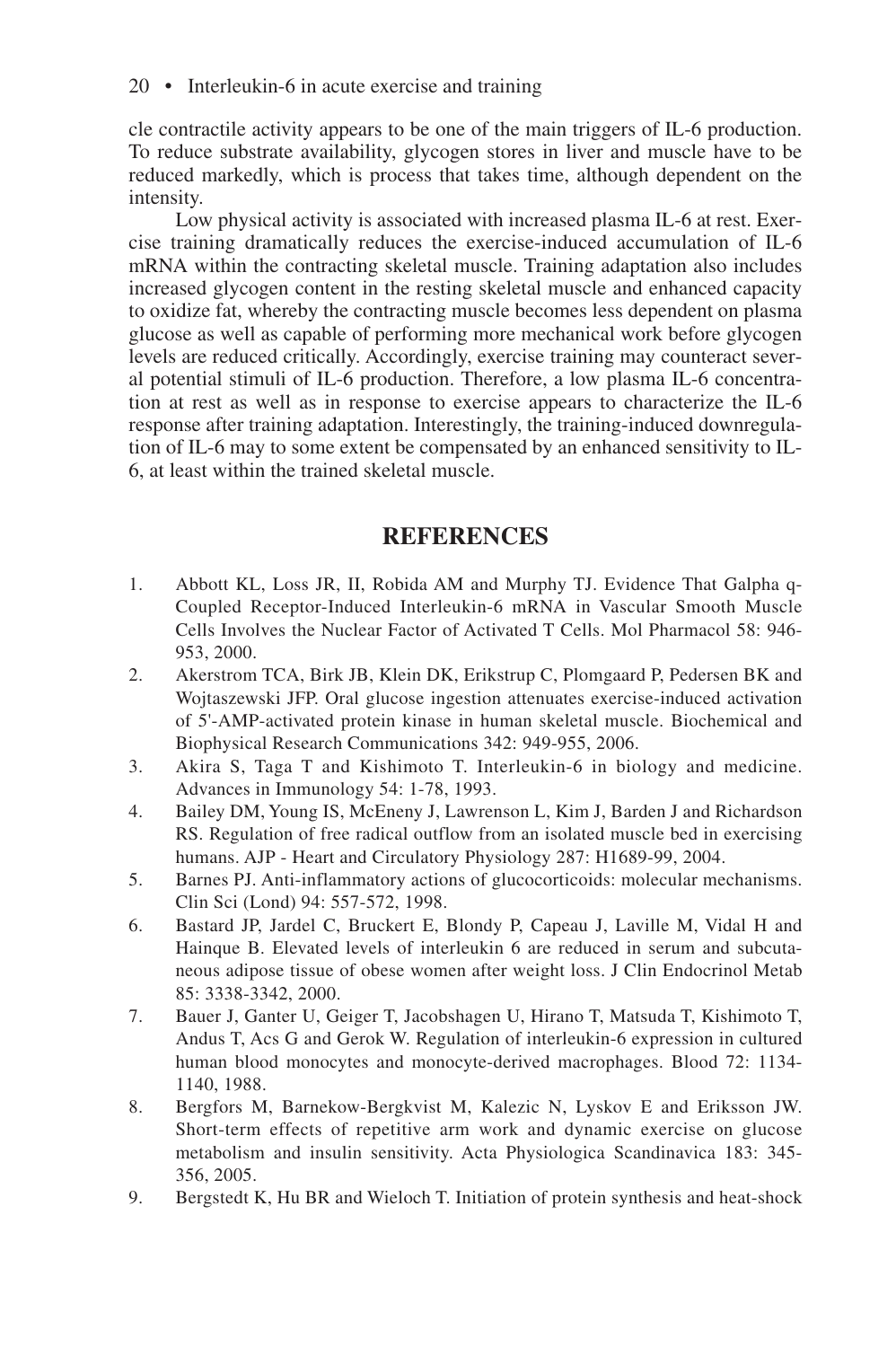cle contractile activity appears to be one of the main triggers of IL-6 production. To reduce substrate availability, glycogen stores in liver and muscle have to be reduced markedly, which is process that takes time, although dependent on the intensity.

Low physical activity is associated with increased plasma IL-6 at rest. Exercise training dramatically reduces the exercise-induced accumulation of IL-6 mRNA within the contracting skeletal muscle. Training adaptation also includes increased glycogen content in the resting skeletal muscle and enhanced capacity to oxidize fat, whereby the contracting muscle becomes less dependent on plasma glucose as well as capable of performing more mechanical work before glycogen levels are reduced critically. Accordingly, exercise training may counteract several potential stimuli of IL-6 production. Therefore, a low plasma IL-6 concentration at rest as well as in response to exercise appears to characterize the IL-6 response after training adaptation. Interestingly, the training-induced downregulation of IL-6 may to some extent be compensated by an enhanced sensitivity to IL-6, at least within the trained skeletal muscle.

## REFERENCES

1. Abbott KL, Loss JR, II, Robida AM and Murphy TJ. Evidence That Galpha q-Coupled Receptor-Induced Interleukin-6 mRNA in Vascular Smooth Muscle Cells Involves the Nuclear Factor of Activated T Cells. Mol Pharmacol 58: 946-953, 2000.
2. Akerstrom TCA, Birk JB, Klein DK, Erikstrup C, Plomgaard P, Pedersen BK and Wojtaszewski JFP. Oral glucose ingestion attenuates exercise-induced activation of 5'-AMP-activated protein kinase in human skeletal muscle. Biochemical and Biophysical Research Communications 342: 949-955, 2006.
3. Akira S, Taga T and Kishimoto T. Interleukin-6 in biology and medicine. Advances in Immunology 54: 1-78, 1993.
4. Bailey DM, Young IS, McEneny J, Lawrenson L, Kim J, Barden J and Richardson RS. Regulation of free radical outflow from an isolated muscle bed in exercising humans. AJP - Heart and Circulatory Physiology 287: H1689-99, 2004.
5. Barnes PJ. Anti-inflammatory actions of glucocorticoids: molecular mechanisms. Clin Sci (Lond) 94: 557-572, 1998.
6. Bastard JP, Jardel C, Bruckert E, Blondy P, Capeau J, Laville M, Vidal H and Hainque B. Elevated levels of interleukin 6 are reduced in serum and subcutaneous adipose tissue of obese women after weight loss. J Clin Endocrinol Metab 85: 3338-3342, 2000.
7. Bauer J, Ganter U, Geiger T, Jacobshagen U, Hirano T, Matsuda T, Kishimoto T, Andus T, Acs G and Gerok W. Regulation of interleukin-6 expression in cultured human blood monocytes and monocyte-derived macrophages. Blood 72: 1134-1140, 1988.
8. Bergfors M, Barnekow-Bergkvist M, Kalezic N, Lyskov E and Eriksson JW. Short-term effects of repetitive arm work and dynamic exercise on glucose metabolism and insulin sensitivity. Acta Physiologica Scandinavica 183: 345-356, 2005.
9. Bergstedt K, Hu BR and Wieloch T. Initiation of protein synthesis and heat-shock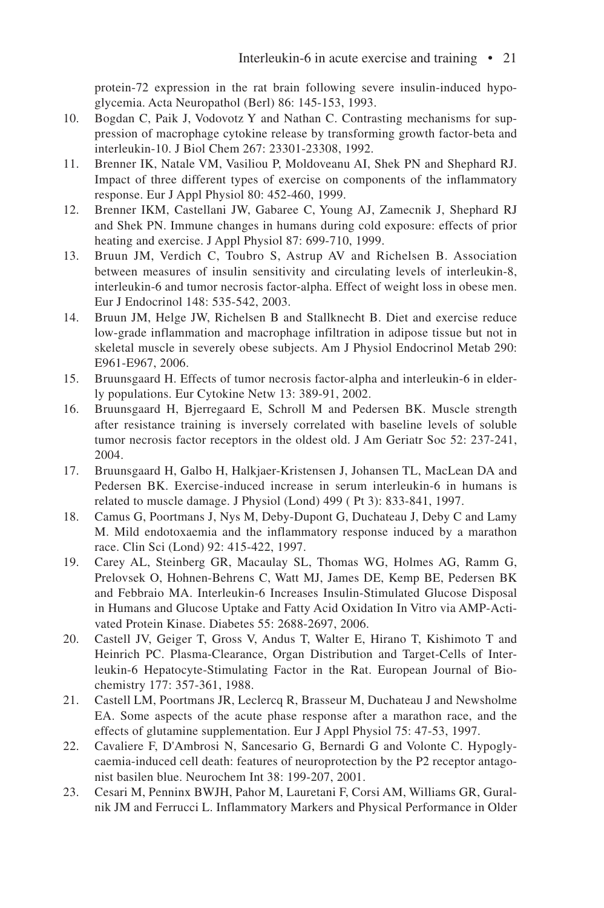protein-72 expression in the rat brain following severe insulin-induced hypoglycemia. Acta Neuropathol (Berl) 86: 145-153, 1993.

10. Bogdan C, Paik J, Vodovotz Y and Nathan C. Contrasting mechanisms for suppression of macrophage cytokine release by transforming growth factor-beta and interleukin-10. J Biol Chem 267: 23301-23308, 1992.
11. Brenner IK, Natale VM, Vasiliou P, Moldoveanu AI, Shek PN and Shephard RJ. Impact of three different types of exercise on components of the inflammatory response. Eur J Appl Physiol 80: 452-460, 1999.
12. Brenner IKM, Castellani JW, Gabaree C, Young AJ, Zamecnik J, Shephard RJ and Shek PN. Immune changes in humans during cold exposure: effects of prior heating and exercise. J Appl Physiol 87: 699-710, 1999.
13. Bruun JM, Verdich C, Toubro S, Astrup AV and Richelsen B. Association between measures of insulin sensitivity and circulating levels of interleukin-8, interleukin-6 and tumor necrosis factor-alpha. Effect of weight loss in obese men. Eur J Endocrinol 148: 535-542, 2003.
14. Bruun JM, Helge JW, Richelsen B and Stallknecht B. Diet and exercise reduce low-grade inflammation and macrophage infiltration in adipose tissue but not in skeletal muscle in severely obese subjects. Am J Physiol Endocrinol Metab 290: E961-E967, 2006.
15. Bruunsgaard H. Effects of tumor necrosis factor-alpha and interleukin-6 in elderly populations. Eur Cytokine Netw 13: 389-91, 2002.
16. Bruunsgaard H, Bjerregaard E, Schroll M and Pedersen BK. Muscle strength after resistance training is inversely correlated with baseline levels of soluble tumor necrosis factor receptors in the oldest old. J Am Geriatr Soc 52: 237-241, 2004.
17. Bruunsgaard H, Galbo H, Halkjaer-Kristensen J, Johansen TL, MacLean DA and Pedersen BK. Exercise-induced increase in serum interleukin-6 in humans is related to muscle damage. J Physiol (Lond) 499 ( Pt 3): 833-841, 1997.
18. Camus G, Poortmans J, Nys M, Deby-Dupont G, Duchateau J, Deby C and Lamy M. Mild endotoxaemia and the inflammatory response induced by a marathon race. Clin Sci (Lond) 92: 415-422, 1997.
19. Carey AL, Steinberg GR, Macaulay SL, Thomas WG, Holmes AG, Ramm G, Prelovsek O, Hohnen-Behrens C, Watt MJ, James DE, Kemp BE, Pedersen BK and Febbraio MA. Interleukin-6 Increases Insulin-Stimulated Glucose Disposal in Humans and Glucose Uptake and Fatty Acid Oxidation In Vitro via AMP-Activated Protein Kinase. Diabetes 55: 2688-2697, 2006.
20. Castell JV, Geiger T, Gross V, Andus T, Walter E, Hirano T, Kishimoto T and Heinrich PC. Plasma-Clearance, Organ Distribution and Target-Cells of Interleukin-6 Hepatocyte-Stimulating Factor in the Rat. European Journal of Biochemistry 177: 357-361, 1988.
21. Castell LM, Poortmans JR, Leclercq R, Brasseur M, Duchateau J and Newsholme EA. Some aspects of the acute phase response after a marathon race, and the effects of glutamine supplementation. Eur J Appl Physiol 75: 47-53, 1997.
22. Cavaliere F, D'Ambrosi N, Sancesario G, Bernardi G and Volonte C. Hypoglycaemia-induced cell death: features of neuroprotection by the P2 receptor antagonist basilen blue. Neurochem Int 38: 199-207, 2001.
23. Cesari M, Penninx BWJH, Pahor M, Lauretani F, Corsi AM, Williams GR, Guralnik JM and Ferrucci L. Inflammatory Markers and Physical Performance in Older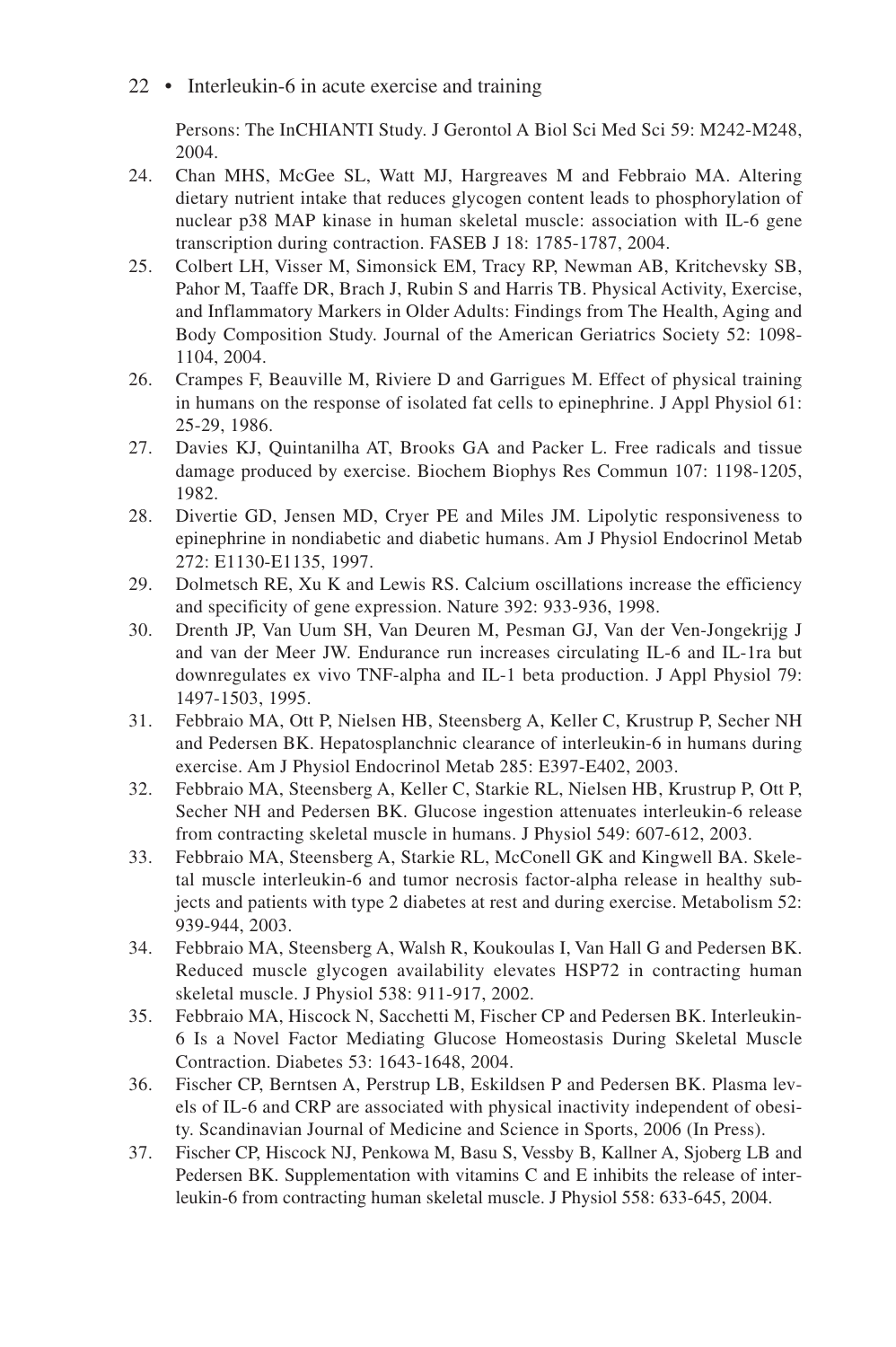Persons: The InCHIANTI Study. J Gerontol A Biol Sci Med Sci 59: M242-M248, 2004.

24. Chan MHS, McGee SL, Watt MJ, Hargreaves M and Febbraio MA. Altering dietary nutrient intake that reduces glycogen content leads to phosphorylation of nuclear p38 MAP kinase in human skeletal muscle: association with IL-6 gene transcription during contraction. FASEB J 18: 1785-1787, 2004.
25. Colbert LH, Visser M, Simonsick EM, Tracy RP, Newman AB, Kritchevsky SB, Pahor M, Taaffe DR, Brach J, Rubin S and Harris TB. Physical Activity, Exercise, and Inflammatory Markers in Older Adults: Findings from The Health, Aging and Body Composition Study. Journal of the American Geriatrics Society 52: 1098-1104, 2004.
26. Crampes F, Beauville M, Riviere D and Garrigues M. Effect of physical training in humans on the response of isolated fat cells to epinephrine. J Appl Physiol 61: 25-29, 1986.
27. Davies KJ, Quintanilha AT, Brooks GA and Packer L. Free radicals and tissue damage produced by exercise. Biochem Biophys Res Commun 107: 1198-1205, 1982.
28. Divertie GD, Jensen MD, Cryer PE and Miles JM. Lipolytic responsiveness to epinephrine in nondiabetic and diabetic humans. Am J Physiol Endocrinol Metab 272: E1130-E1135, 1997.
29. Dolmetsch RE, Xu K and Lewis RS. Calcium oscillations increase the efficiency and specificity of gene expression. Nature 392: 933-936, 1998.
30. Drenth JP, Van Uum SH, Van Deuren M, Pesman GJ, Van der Ven-Jongekrijg J and van der Meer JW. Endurance run increases circulating IL-6 and IL-1ra but downregulates ex vivo TNF-alpha and IL-1 beta production. J Appl Physiol 79: 1497-1503, 1995.
31. Febbraio MA, Ott P, Nielsen HB, Steensberg A, Keller C, Krustrup P, Secher NH and Pedersen BK. Hepatosplanchnic clearance of interleukin-6 in humans during exercise. Am J Physiol Endocrinol Metab 285: E397-E402, 2003.
32. Febbraio MA, Steensberg A, Keller C, Starkie RL, Nielsen HB, Krustrup P, Ott P, Secher NH and Pedersen BK. Glucose ingestion attenuates interleukin-6 release from contracting skeletal muscle in humans. J Physiol 549: 607-612, 2003.
33. Febbraio MA, Steensberg A, Starkie RL, McConell GK and Kingwell BA. Skeletal muscle interleukin-6 and tumor necrosis factor-alpha release in healthy subjects and patients with type 2 diabetes at rest and during exercise. Metabolism 52: 939-944, 2003.
34. Febbraio MA, Steensberg A, Walsh R, Koukoulas I, Van Hall G and Pedersen BK. Reduced muscle glycogen availability elevates HSP72 in contracting human skeletal muscle. J Physiol 538: 911-917, 2002.
35. Febbraio MA, Hiscock N, Sacchetti M, Fischer CP and Pedersen BK. Interleukin-6 Is a Novel Factor Mediating Glucose Homeostasis During Skeletal Muscle Contraction. Diabetes 53: 1643-1648, 2004.
36. Fischer CP, Berntsen A, Perstrup LB, Eskildsen P and Pedersen BK. Plasma levels of IL-6 and CRP are associated with physical inactivity independent of obesity. Scandinavian Journal of Medicine and Science in Sports, 2006 (In Press).
37. Fischer CP, Hiscock NJ, Penkowa M, Basu S, Vessby B, Kallner A, Sjoberg LB and Pedersen BK. Supplementation with vitamins C and E inhibits the release of interleukin-6 from contracting human skeletal muscle. J Physiol 558: 633-645, 2004.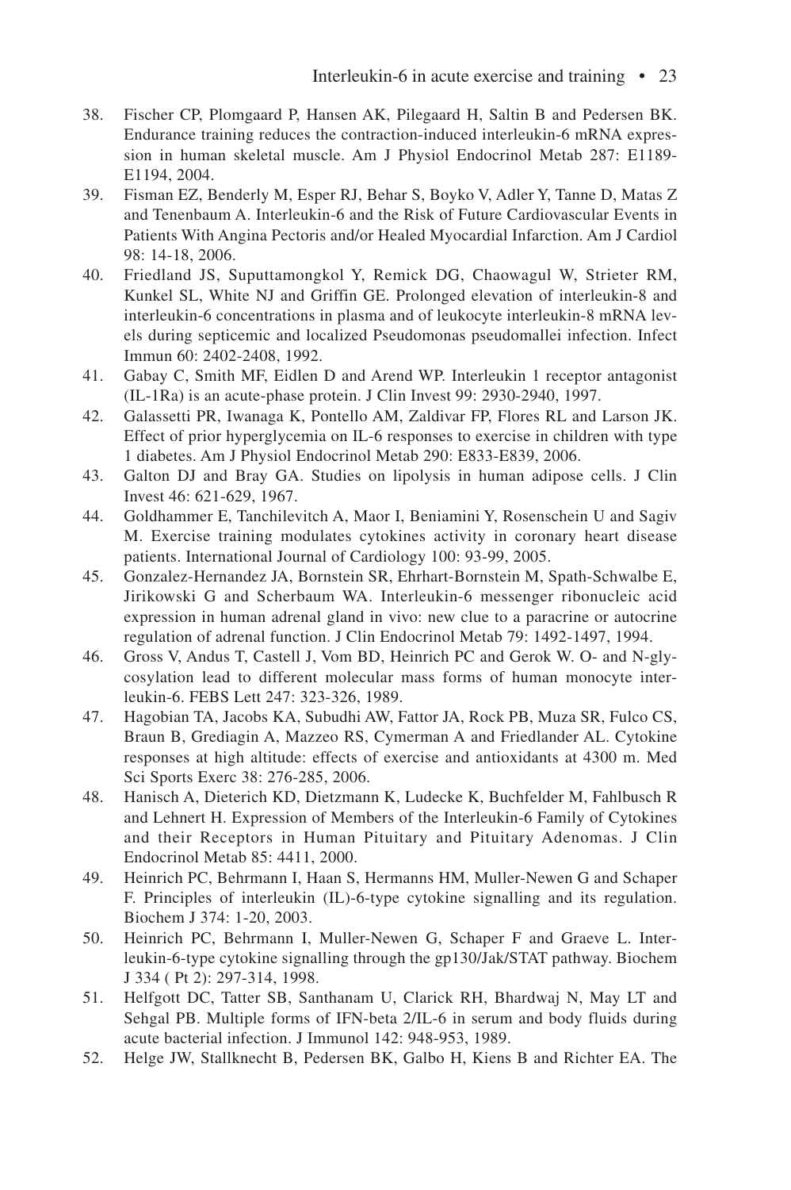38. Fischer CP, Plomgaard P, Hansen AK, Pilegaard H, Saltin B and Pedersen BK. Endurance training reduces the contraction-induced interleukin-6 mRNA expression in human skeletal muscle. Am J Physiol Endocrinol Metab 287: E1189-E1194, 2004.
39. Fisman EZ, Benderly M, Esper RJ, Behar S, Boyko V, Adler Y, Tanne D, Matas Z and Tenenbaum A. Interleukin-6 and the Risk of Future Cardiovascular Events in Patients With Angina Pectoris and/or Healed Myocardial Infarction. Am J Cardiol 98: 14-18, 2006.
40. Friedland JS, Suputtamongkol Y, Remick DG, Chaowagul W, Strieter RM, Kunkel SL, White NJ and Griffin GE. Prolonged elevation of interleukin-8 and interleukin-6 concentrations in plasma and of leukocyte interleukin-8 mRNA levels during septicemic and localized Pseudomonas pseudomallei infection. Infect Immun 60: 2402-2408, 1992.
41. Gabay C, Smith MF, Eidlen D and Arend WP. Interleukin 1 receptor antagonist (IL-1Ra) is an acute-phase protein. J Clin Invest 99: 2930-2940, 1997.
42. Galassetti PR, Iwanaga K, Pontello AM, Zaldivar FP, Flores RL and Larson JK. Effect of prior hyperglycemia on IL-6 responses to exercise in children with type 1 diabetes. Am J Physiol Endocrinol Metab 290: E833-E839, 2006.
43. Galton DJ and Bray GA. Studies on lipolysis in human adipose cells. J Clin Invest 46: 621-629, 1967.
44. Goldhammer E, Tanchilevitch A, Maor I, Beniamini Y, Rosenschein U and Sagiv M. Exercise training modulates cytokines activity in coronary heart disease patients. International Journal of Cardiology 100: 93-99, 2005.
45. Gonzalez-Hernandez JA, Bornstein SR, Ehrhart-Bornstein M, Spath-Schwalbe E, Jirikowski G and Scherbaum WA. Interleukin-6 messenger ribonucleic acid expression in human adrenal gland in vivo: new clue to a paracrine or autocrine regulation of adrenal function. J Clin Endocrinol Metab 79: 1492-1497, 1994.
46. Gross V, Andus T, Castell J, Vom BD, Heinrich PC and Gerok W. O- and N-glycosylation lead to different molecular mass forms of human monocyte interleukin-6. FEBS Lett 247: 323-326, 1989.
47. Hagobian TA, Jacobs KA, Subudhi AW, Fattor JA, Rock PB, Muza SR, Fulco CS, Braun B, Grediagin A, Mazzeo RS, Cymerman A and Friedlander AL. Cytokine responses at high altitude: effects of exercise and antioxidants at 4300 m. Med Sci Sports Exerc 38: 276-285, 2006.
48. Hanisch A, Dieterich KD, Dietzmann K, Ludecke K, Buchfelder M, Fahlbusch R and Lehnert H. Expression of Members of the Interleukin-6 Family of Cytokines and their Receptors in Human Pituitary and Pituitary Adenomas. J Clin Endocrinol Metab 85: 4411, 2000.
49. Heinrich PC, Behrmann I, Haan S, Hermanns HM, Muller-Newen G and Schaper F. Principles of interleukin (IL)-6-type cytokine signalling and its regulation. Biochem J 374: 1-20, 2003.
50. Heinrich PC, Behrmann I, Muller-Newen G, Schaper F and Graeve L. Interleukin-6-type cytokine signalling through the gp130/Jak/STAT pathway. Biochem J 334 ( Pt 2): 297-314, 1998.
51. Helfgott DC, Tatter SB, Santhanam U, Clarick RH, Bhardwaj N, May LT and Sehgal PB. Multiple forms of IFN-beta 2/IL-6 in serum and body fluids during acute bacterial infection. J Immunol 142: 948-953, 1989.
52. Helge JW, Stallknecht B, Pedersen BK, Galbo H, Kiens B and Richter EA. The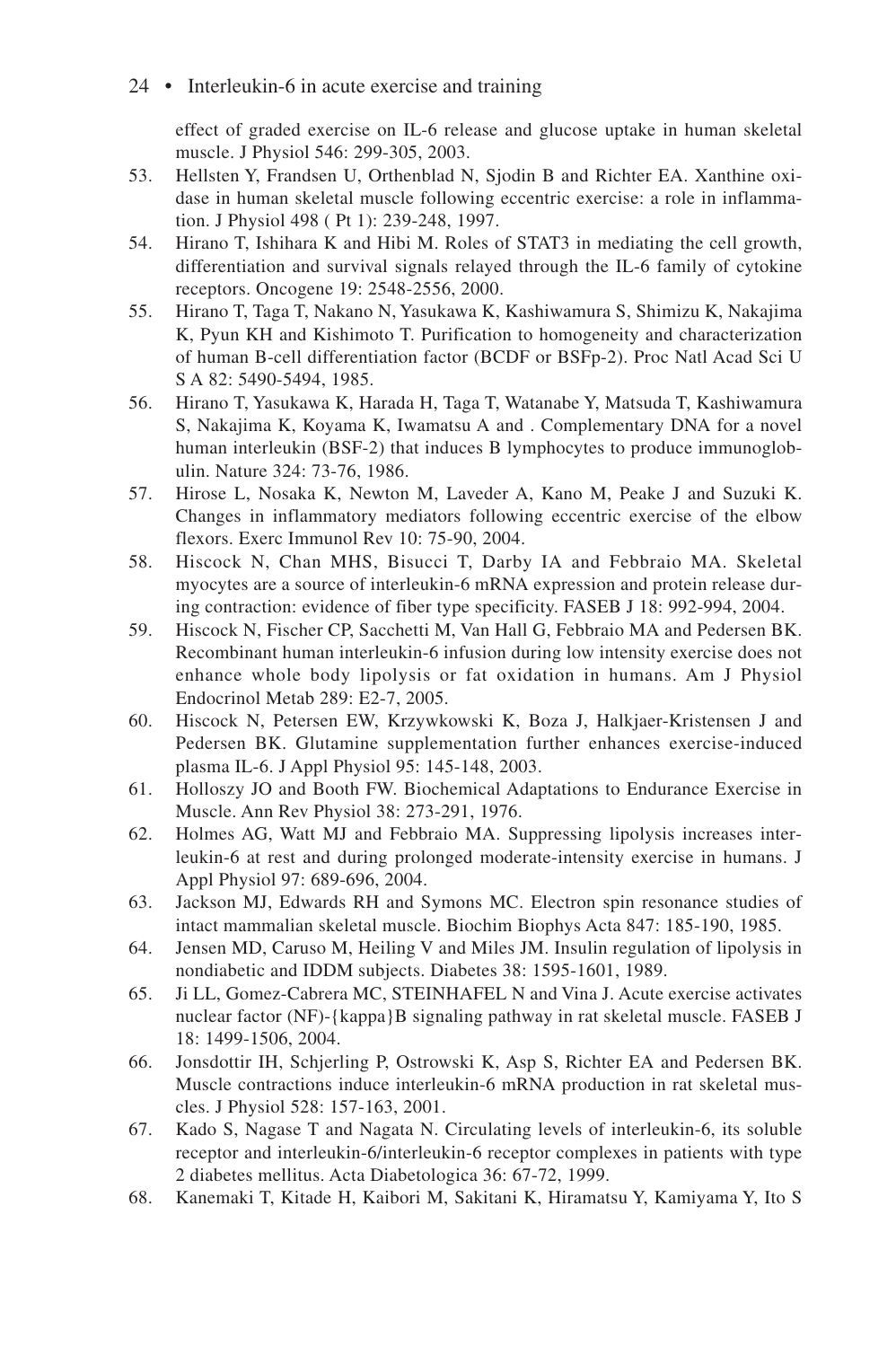effect of graded exercise on IL-6 release and glucose uptake in human skeletal muscle. J Physiol 546: 299-305, 2003.

53. Hellsten Y, Frandsen U, Orthenblad N, Sjodin B and Richter EA. Xanthine oxidase in human skeletal muscle following eccentric exercise: a role in inflammation. J Physiol 498 ( Pt 1): 239-248, 1997.
54. Hirano T, Ishihara K and Hibi M. Roles of STAT3 in mediating the cell growth, differentiation and survival signals relayed through the IL-6 family of cytokine receptors. Oncogene 19: 2548-2556, 2000.
55. Hirano T, Taga T, Nakano N, Yasukawa K, Kashiwamura S, Shimizu K, Nakajima K, Pyun KH and Kishimoto T. Purification to homogeneity and characterization of human B-cell differentiation factor (BCDF or BSFp-2). Proc Natl Acad Sci U S A 82: 5490-5494, 1985.
56. Hirano T, Yasukawa K, Harada H, Taga T, Watanabe Y, Matsuda T, Kashiwamura S, Nakajima K, Koyama K, Iwamatsu A and . Complementary DNA for a novel human interleukin (BSF-2) that induces B lymphocytes to produce immunoglobulin. Nature 324: 73-76, 1986.
57. Hirose L, Nosaka K, Newton M, Laveder A, Kano M, Peake J and Suzuki K. Changes in inflammatory mediators following eccentric exercise of the elbow flexors. Exerc Immunol Rev 10: 75-90, 2004.
58. Hiscock N, Chan MHS, Bisucci T, Darby IA and Febbraio MA. Skeletal myocytes are a source of interleukin-6 mRNA expression and protein release during contraction: evidence of fiber type specificity. FASEB J 18: 992-994, 2004.
59. Hiscock N, Fischer CP, Sacchetti M, Van Hall G, Febbraio MA and Pedersen BK. Recombinant human interleukin-6 infusion during low intensity exercise does not enhance whole body lipolysis or fat oxidation in humans. Am J Physiol Endocrinol Metab 289: E2-7, 2005.
60. Hiscock N, Petersen EW, Krzywkowski K, Boza J, Halkjaer-Kristensen J and Pedersen BK. Glutamine supplementation further enhances exercise-induced plasma IL-6. J Appl Physiol 95: 145-148, 2003.
61. Holloszy JO and Booth FW. Biochemical Adaptations to Endurance Exercise in Muscle. Ann Rev Physiol 38: 273-291, 1976.
62. Holmes AG, Watt MJ and Febbraio MA. Suppressing lipolysis increases interleukin-6 at rest and during prolonged moderate-intensity exercise in humans. J Appl Physiol 97: 689-696, 2004.
63. Jackson MJ, Edwards RH and Symons MC. Electron spin resonance studies of intact mammalian skeletal muscle. Biochim Biophys Acta 847: 185-190, 1985.
64. Jensen MD, Caruso M, Heiling V and Miles JM. Insulin regulation of lipolysis in nondiabetic and IDDM subjects. Diabetes 38: 1595-1601, 1989.
65. Ji LL, Gomez-Cabrera MC, STEINHAFEL N and Vina J. Acute exercise activates nuclear factor (NF)-{kappa}B signaling pathway in rat skeletal muscle. FASEB J 18: 1499-1506, 2004.
66. Jonsdottir IH, Schjerling P, Ostrowski K, Asp S, Richter EA and Pedersen BK. Muscle contractions induce interleukin-6 mRNA production in rat skeletal muscles. J Physiol 528: 157-163, 2001.
67. Kado S, Nagase T and Nagata N. Circulating levels of interleukin-6, its soluble receptor and interleukin-6/interleukin-6 receptor complexes in patients with type 2 diabetes mellitus. Acta Diabetologica 36: 67-72, 1999.
68. Kanemaki T, Kitade H, Kaibori M, Sakitani K, Hiramatsu Y, Kamiyama Y, Ito S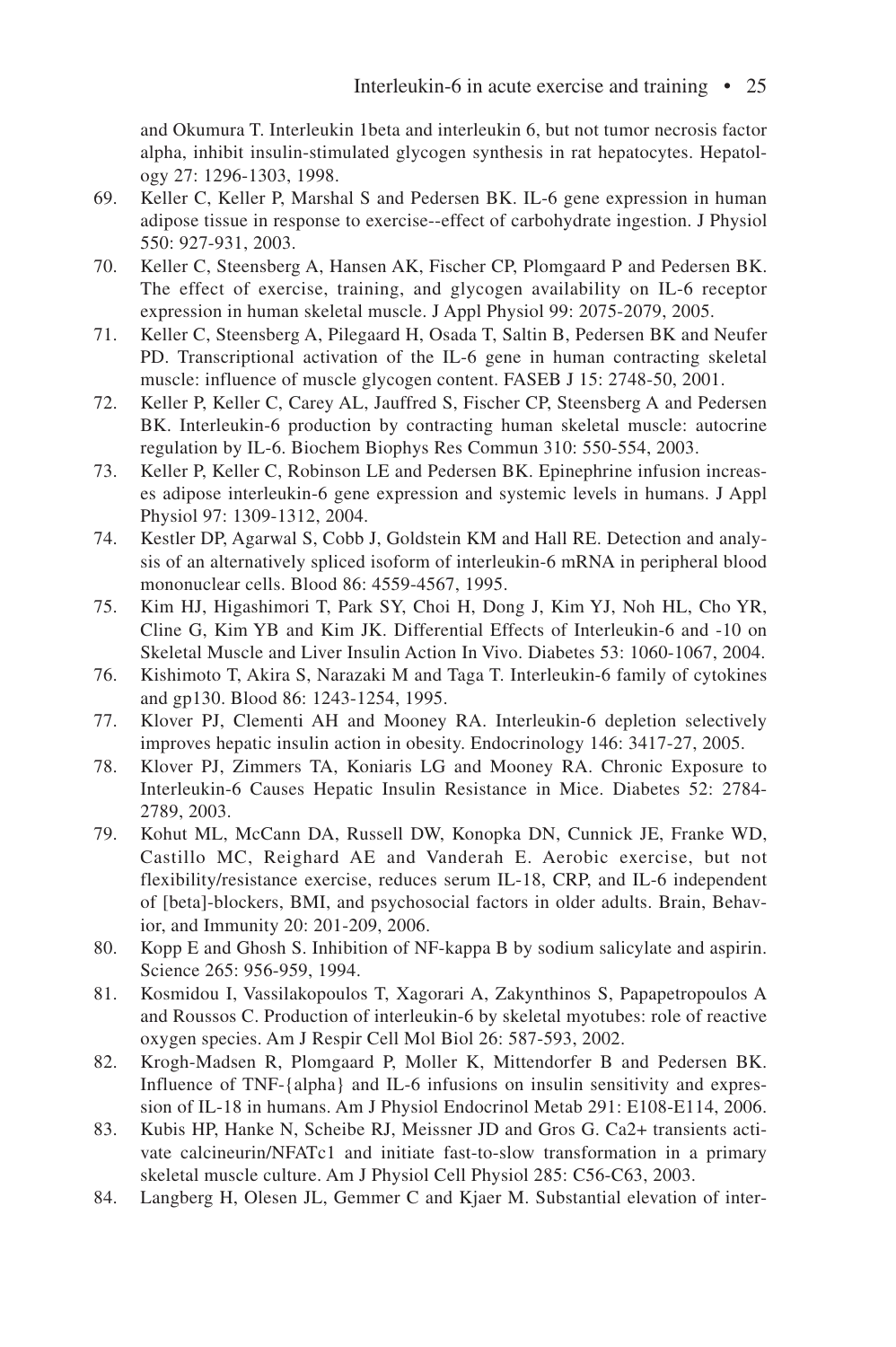and Okumura T. Interleukin 1beta and interleukin 6, but not tumor necrosis factor alpha, inhibit insulin-stimulated glycogen synthesis in rat hepatocytes. Hepatology 27: 1296-1303, 1998.

69. Keller C, Keller P, Marshal S and Pedersen BK. IL-6 gene expression in human adipose tissue in response to exercise--effect of carbohydrate ingestion. J Physiol 550: 927-931, 2003.
70. Keller C, Steensberg A, Hansen AK, Fischer CP, Plomgaard P and Pedersen BK. The effect of exercise, training, and glycogen availability on IL-6 receptor expression in human skeletal muscle. J Appl Physiol 99: 2075-2079, 2005.
71. Keller C, Steensberg A, Pilegaard H, Osada T, Saltin B, Pedersen BK and Neufer PD. Transcriptional activation of the IL-6 gene in human contracting skeletal muscle: influence of muscle glycogen content. FASEB J 15: 2748-50, 2001.
72. Keller P, Keller C, Carey AL, Jauffred S, Fischer CP, Steensberg A and Pedersen BK. Interleukin-6 production by contracting human skeletal muscle: autocrine regulation by IL-6. Biochem Biophys Res Commun 310: 550-554, 2003.
73. Keller P, Keller C, Robinson LE and Pedersen BK. Epinephrine infusion increases adipose interleukin-6 gene expression and systemic levels in humans. J Appl Physiol 97: 1309-1312, 2004.
74. Kestler DP, Agarwal S, Cobb J, Goldstein KM and Hall RE. Detection and analysis of an alternatively spliced isoform of interleukin-6 mRNA in peripheral blood mononuclear cells. Blood 86: 4559-4567, 1995.
75. Kim HJ, Higashimori T, Park SY, Choi H, Dong J, Kim YJ, Noh HL, Cho YR, Cline G, Kim YB and Kim JK. Differential Effects of Interleukin-6 and -10 on Skeletal Muscle and Liver Insulin Action In Vivo. Diabetes 53: 1060-1067, 2004.
76. Kishimoto T, Akira S, Narazaki M and Taga T. Interleukin-6 family of cytokines and gp130. Blood 86: 1243-1254, 1995.
77. Klover PJ, Clementi AH and Mooney RA. Interleukin-6 depletion selectively improves hepatic insulin action in obesity. Endocrinology 146: 3417-27, 2005.
78. Klover PJ, Zimmers TA, Koniaris LG and Mooney RA. Chronic Exposure to Interleukin-6 Causes Hepatic Insulin Resistance in Mice. Diabetes 52: 2784-2789, 2003.
79. Kohut ML, McCann DA, Russell DW, Konopka DN, Cunnick JE, Franke WD, Castillo MC, Reighard AE and Vanderah E. Aerobic exercise, but not flexibility/resistance exercise, reduces serum IL-18, CRP, and IL-6 independent of [beta]-blockers, BMI, and psychosocial factors in older adults. Brain, Behavior, and Immunity 20: 201-209, 2006.
80. Kopp E and Ghosh S. Inhibition of NF-kappa B by sodium salicylate and aspirin. Science 265: 956-959, 1994.
81. Kosmidou I, Vassilakopoulos T, Xagorari A, Zakynthinos S, Papapetropoulos A and Roussos C. Production of interleukin-6 by skeletal myotubes: role of reactive oxygen species. Am J Respir Cell Mol Biol 26: 587-593, 2002.
82. Krogh-Madsen R, Plomgaard P, Moller K, Mittendorfer B and Pedersen BK. Influence of TNF-{alpha} and IL-6 infusions on insulin sensitivity and expression of IL-18 in humans. Am J Physiol Endocrinol Metab 291: E108-E114, 2006.
83. Kubis HP, Hanke N, Scheibe RJ, Meissner JD and Gros G. Ca2+ transients activate calcineurin/NFATc1 and initiate fast-to-slow transformation in a primary skeletal muscle culture. Am J Physiol Cell Physiol 285: C56-C63, 2003.
84. Langberg H, Olesen JL, Gemmer C and Kjaer M. Substantial elevation of inter-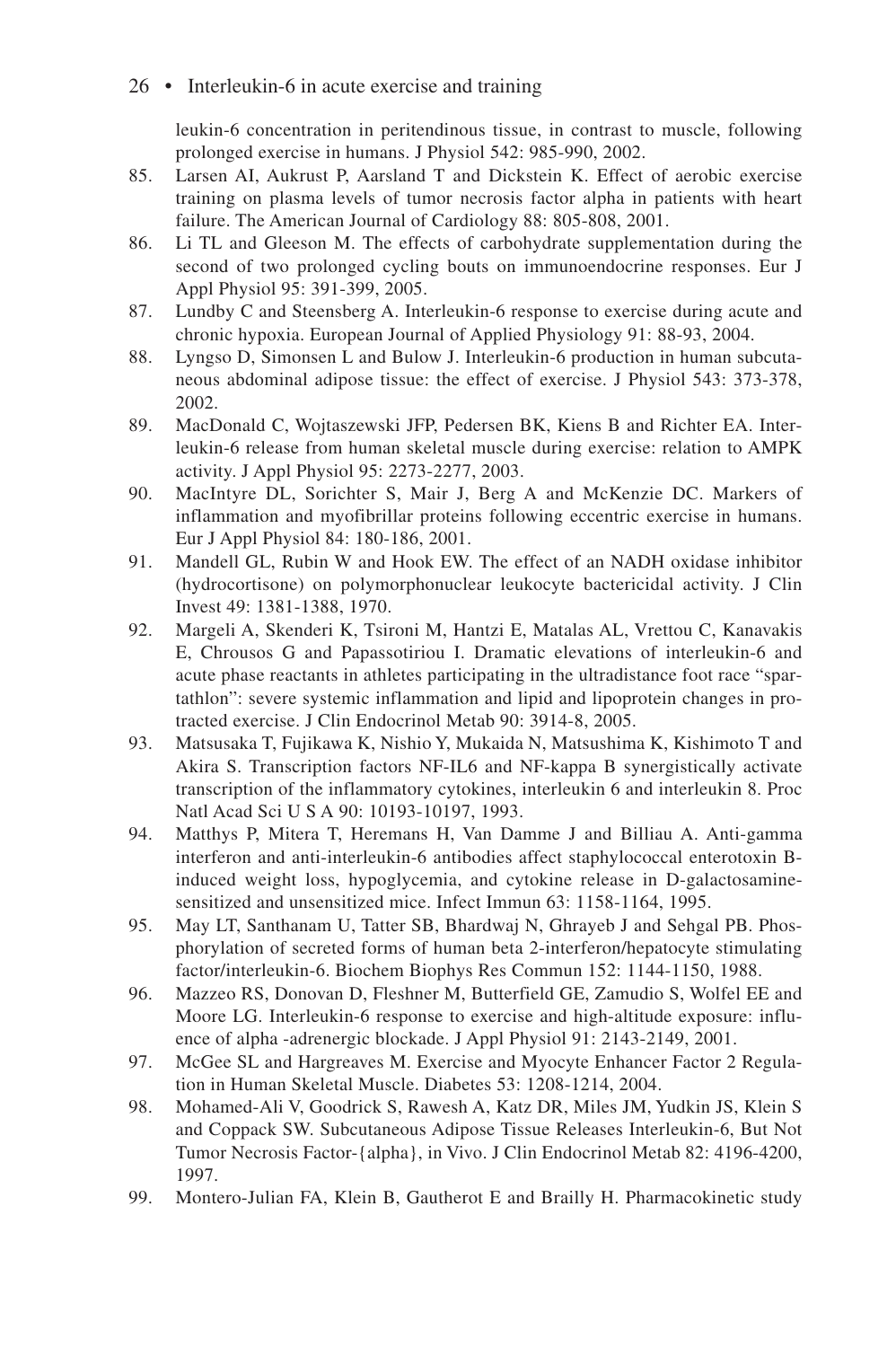leukin-6 concentration in peritendinous tissue, in contrast to muscle, following prolonged exercise in humans. J Physiol 542: 985-990, 2002.

85. Larsen AI, Aukrust P, Aarsland T and Dickstein K. Effect of aerobic exercise training on plasma levels of tumor necrosis factor alpha in patients with heart failure. The American Journal of Cardiology 88: 805-808, 2001.
86. Li TL and Gleeson M. The effects of carbohydrate supplementation during the second of two prolonged cycling bouts on immunoendocrine responses. Eur J Appl Physiol 95: 391-399, 2005.
87. Lundby C and Steensberg A. Interleukin-6 response to exercise during acute and chronic hypoxia. European Journal of Applied Physiology 91: 88-93, 2004.
88. Lyngso D, Simonsen L and Bulow J. Interleukin-6 production in human subcutaneous abdominal adipose tissue: the effect of exercise. J Physiol 543: 373-378, 2002.
89. MacDonald C, Wojtaszewski JFP, Pedersen BK, Kiens B and Richter EA. Interleukin-6 release from human skeletal muscle during exercise: relation to AMPK activity. J Appl Physiol 95: 2273-2277, 2003.
90. MacIntyre DL, Sorichter S, Mair J, Berg A and McKenzie DC. Markers of inflammation and myofibrillar proteins following eccentric exercise in humans. Eur J Appl Physiol 84: 180-186, 2001.
91. Mandell GL, Rubin W and Hook EW. The effect of an NADH oxidase inhibitor (hydrocortisone) on polymorphonuclear leukocyte bactericidal activity. J Clin Invest 49: 1381-1388, 1970.
92. Margeli A, Skenderi K, Tsironi M, Hantzi E, Matalas AL, Vrettou C, Kanavakis E, Chrousos G and Papassotiriou I. Dramatic elevations of interleukin-6 and acute phase reactants in athletes participating in the ultradistance foot race "spartathlon": severe systemic inflammation and lipid and lipoprotein changes in protracted exercise. J Clin Endocrinol Metab 90: 3914-8, 2005.
93. Matsusaka T, Fujikawa K, Nishio Y, Mukaida N, Matsushima K, Kishimoto T and Akira S. Transcription factors NF-IL6 and NF-kappa B synergistically activate transcription of the inflammatory cytokines, interleukin 6 and interleukin 8. Proc Natl Acad Sci U S A 90: 10193-10197, 1993.
94. Matthys P, Mitera T, Heremans H, Van Damme J and Billiau A. Anti-gamma interferon and anti-interleukin-6 antibodies affect staphylococcal enterotoxin B-induced weight loss, hypoglycemia, and cytokine release in D-galactosamine-sensitized and unsensitized mice. Infect Immun 63: 1158-1164, 1995.
95. May LT, Santhanam U, Tatter SB, Bhardwaj N, Ghrayeb J and Sehgal PB. Phosphorylation of secreted forms of human beta 2-interferon/hepatocyte stimulating factor/interleukin-6. Biochem Biophys Res Commun 152: 1144-1150, 1988.
96. Mazzeo RS, Donovan D, Fleshner M, Butterfield GE, Zamudio S, Wolfel EE and Moore LG. Interleukin-6 response to exercise and high-altitude exposure: influence of alpha -adrenergic blockade. J Appl Physiol 91: 2143-2149, 2001.
97. McGee SL and Hargreaves M. Exercise and Myocyte Enhancer Factor 2 Regulation in Human Skeletal Muscle. Diabetes 53: 1208-1214, 2004.
98. Mohamed-Ali V, Goodrick S, Rawesh A, Katz DR, Miles JM, Yudkin JS, Klein S and Coppack SW. Subcutaneous Adipose Tissue Releases Interleukin-6, But Not Tumor Necrosis Factor-{alpha}, in Vivo. J Clin Endocrinol Metab 82: 4196-4200, 1997.
99. Montero-Julian FA, Klein B, Gautherot E and Brailly H. Pharmacokinetic study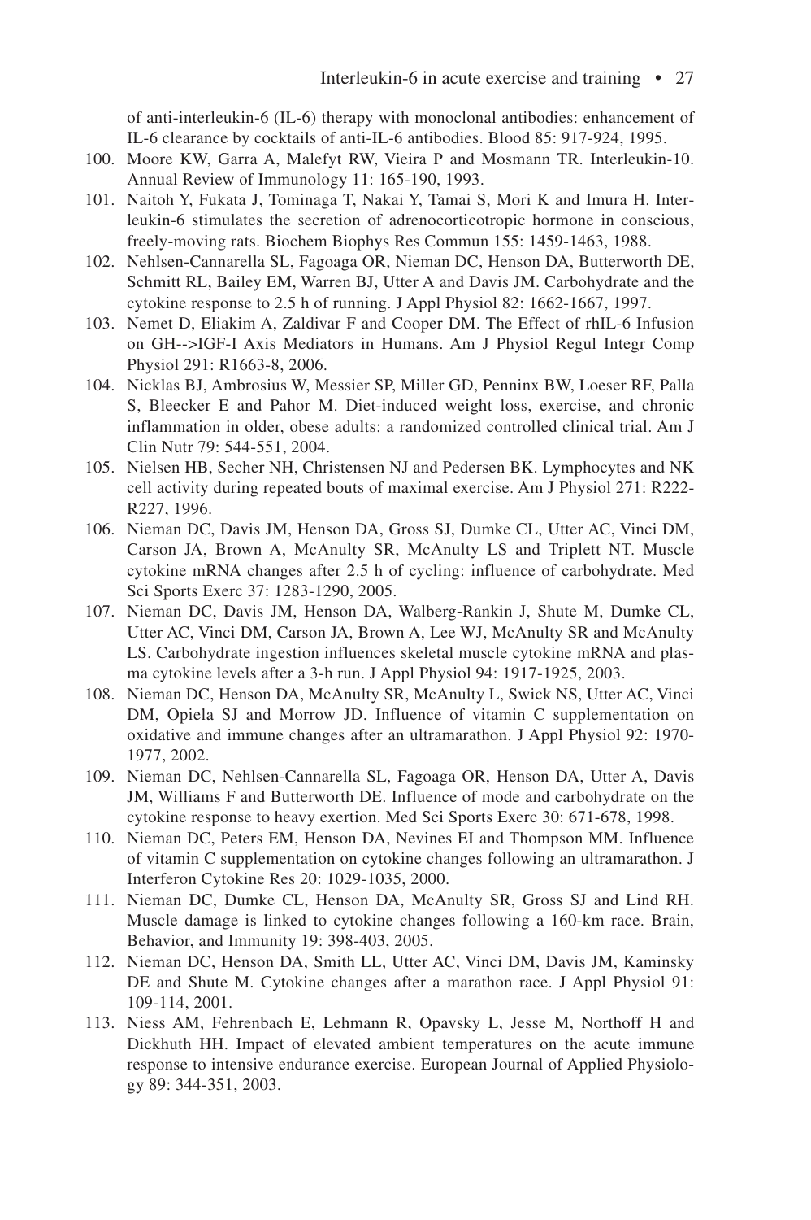of anti-interleukin-6 (IL-6) therapy with monoclonal antibodies: enhancement of IL-6 clearance by cocktails of anti-IL-6 antibodies. Blood 85: 917-924, 1995.

100. Moore KW, Garra A, Malefyt RW, Vieira P and Mosmann TR. Interleukin-10. Annual Review of Immunology 11: 165-190, 1993.
101. Naitoh Y, Fukata J, Tominaga T, Nakai Y, Tamai S, Mori K and Imura H. Interleukin-6 stimulates the secretion of adrenocorticotropic hormone in conscious, freely-moving rats. Biochem Biophys Res Commun 155: 1459-1463, 1988.
102. Nehlsen-Cannarella SL, Fagoaga OR, Nieman DC, Henson DA, Butterworth DE, Schmitt RL, Bailey EM, Warren BJ, Utter A and Davis JM. Carbohydrate and the cytokine response to 2.5 h of running. J Appl Physiol 82: 1662-1667, 1997.
103. Nemet D, Eliakim A, Zaldivar F and Cooper DM. The Effect of rhIL-6 Infusion on GH-->IGF-I Axis Mediators in Humans. Am J Physiol Regul Integr Comp Physiol 291: R1663-8, 2006.
104. Nicklas BJ, Ambrosius W, Messier SP, Miller GD, Penninx BW, Loeser RF, Palla S, Bleecker E and Pahor M. Diet-induced weight loss, exercise, and chronic inflammation in older, obese adults: a randomized controlled clinical trial. Am J Clin Nutr 79: 544-551, 2004.
105. Nielsen HB, Secher NH, Christensen NJ and Pedersen BK. Lymphocytes and NK cell activity during repeated bouts of maximal exercise. Am J Physiol 271: R222-R227, 1996.
106. Nieman DC, Davis JM, Henson DA, Gross SJ, Dumke CL, Utter AC, Vinci DM, Carson JA, Brown A, McAnulty SR, McAnulty LS and Triplett NT. Muscle cytokine mRNA changes after 2.5 h of cycling: influence of carbohydrate. Med Sci Sports Exerc 37: 1283-1290, 2005.
107. Nieman DC, Davis JM, Henson DA, Walberg-Rankin J, Shute M, Dumke CL, Utter AC, Vinci DM, Carson JA, Brown A, Lee WJ, McAnulty SR and McAnulty LS. Carbohydrate ingestion influences skeletal muscle cytokine mRNA and plasma cytokine levels after a 3-h run. J Appl Physiol 94: 1917-1925, 2003.
108. Nieman DC, Henson DA, McAnulty SR, McAnulty L, Swick NS, Utter AC, Vinci DM, Opiela SJ and Morrow JD. Influence of vitamin C supplementation on oxidative and immune changes after an ultramarathon. J Appl Physiol 92: 1970-1977, 2002.
109. Nieman DC, Nehlsen-Cannarella SL, Fagoaga OR, Henson DA, Utter A, Davis JM, Williams F and Butterworth DE. Influence of mode and carbohydrate on the cytokine response to heavy exertion. Med Sci Sports Exerc 30: 671-678, 1998.
110. Nieman DC, Peters EM, Henson DA, Nevines EI and Thompson MM. Influence of vitamin C supplementation on cytokine changes following an ultramarathon. J Interferon Cytokine Res 20: 1029-1035, 2000.
111. Nieman DC, Dumke CL, Henson DA, McAnulty SR, Gross SJ and Lind RH. Muscle damage is linked to cytokine changes following a 160-km race. Brain, Behavior, and Immunity 19: 398-403, 2005.
112. Nieman DC, Henson DA, Smith LL, Utter AC, Vinci DM, Davis JM, Kaminsky DE and Shute M. Cytokine changes after a marathon race. J Appl Physiol 91: 109-114, 2001.
113. Niess AM, Fehrenbach E, Lehmann R, Opavsky L, Jesse M, Northoff H and Dickhuth HH. Impact of elevated ambient temperatures on the acute immune response to intensive endurance exercise. European Journal of Applied Physiology 89: 344-351, 2003.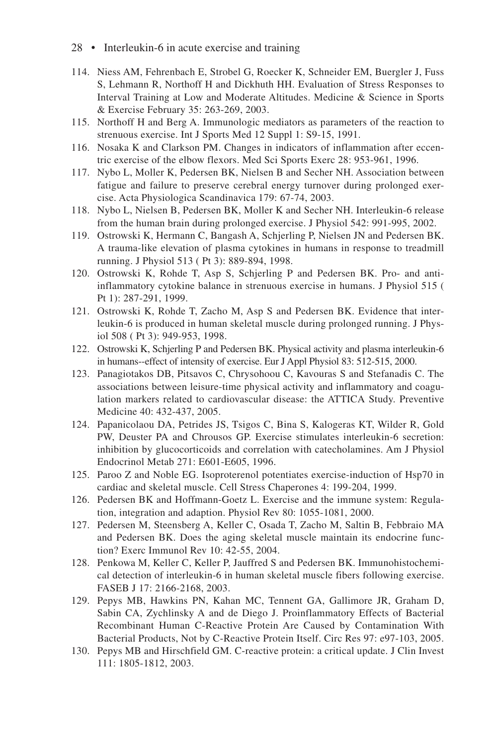114. Niess AM, Fehrenbach E, Strobel G, Roecker K, Schneider EM, Buergler J, Fuss S, Lehmann R, Northoff H and Dickhuth HH. Evaluation of Stress Responses to Interval Training at Low and Moderate Altitudes. Medicine & Science in Sports & Exercise February 35: 263-269, 2003.
115. Northoff H and Berg A. Immunologic mediators as parameters of the reaction to strenuous exercise. Int J Sports Med 12 Suppl 1: S9-15, 1991.
116. Nosaka K and Clarkson PM. Changes in indicators of inflammation after eccentric exercise of the elbow flexors. Med Sci Sports Exerc 28: 953-961, 1996.
117. Nybo L, Moller K, Pedersen BK, Nielsen B and Secher NH. Association between fatigue and failure to preserve cerebral energy turnover during prolonged exercise. Acta Physiologica Scandinavica 179: 67-74, 2003.
118. Nybo L, Nielsen B, Pedersen BK, Moller K and Secher NH. Interleukin-6 release from the human brain during prolonged exercise. J Physiol 542: 991-995, 2002.
119. Ostrowski K, Hermann C, Bangash A, Schjerling P, Nielsen JN and Pedersen BK. A trauma-like elevation of plasma cytokines in humans in response to treadmill running. J Physiol 513 ( Pt 3): 889-894, 1998.
120. Ostrowski K, Rohde T, Asp S, Schjerling P and Pedersen BK. Pro- and anti-inflammatory cytokine balance in strenuous exercise in humans. J Physiol 515 ( Pt 1): 287-291, 1999.
121. Ostrowski K, Rohde T, Zacho M, Asp S and Pedersen BK. Evidence that interleukin-6 is produced in human skeletal muscle during prolonged running. J Physiol 508 ( Pt 3): 949-953, 1998.
122. Ostrowski K, Schjerling P and Pedersen BK. Physical activity and plasma interleukin-6 in humans--effect of intensity of exercise. Eur J Appl Physiol 83: 512-515, 2000.
123. Panagiotakos DB, Pitsavos C, Chrysohoou C, Kavouras S and Stefanadis C. The associations between leisure-time physical activity and inflammatory and coagulation markers related to cardiovascular disease: the ATTICA Study. Preventive Medicine 40: 432-437, 2005.
124. Papanicolaou DA, Petrides JS, Tsigos C, Bina S, Kalogeras KT, Wilder R, Gold PW, Deuster PA and Chrousos GP. Exercise stimulates interleukin-6 secretion: inhibition by glucocorticoids and correlation with catecholamines. Am J Physiol Endocrinol Metab 271: E601-E605, 1996.
125. Paroo Z and Noble EG. Isoproterenol potentiates exercise-induction of Hsp70 in cardiac and skeletal muscle. Cell Stress Chaperones 4: 199-204, 1999.
126. Pedersen BK and Hoffmann-Goetz L. Exercise and the immune system: Regulation, integration and adaption. Physiol Rev 80: 1055-1081, 2000.
127. Pedersen M, Steensberg A, Keller C, Osada T, Zacho M, Saltin B, Febbraio MA and Pedersen BK. Does the aging skeletal muscle maintain its endocrine function? Exerc Immunol Rev 10: 42-55, 2004.
128. Penkowa M, Keller C, Keller P, Jauffred S and Pedersen BK. Immunohistochemical detection of interleukin-6 in human skeletal muscle fibers following exercise. FASEB J 17: 2166-2168, 2003.
129. Pepys MB, Hawkins PN, Kahan MC, Tennent GA, Gallimore JR, Graham D, Sabin CA, Zychlinsky A and de Diego J. Proinflammatory Effects of Bacterial Recombinant Human C-Reactive Protein Are Caused by Contamination With Bacterial Products, Not by C-Reactive Protein Itself. Circ Res 97: e97-103, 2005.
130. Pepys MB and Hirschfield GM. C-reactive protein: a critical update. J Clin Invest 111: 1805-1812, 2003.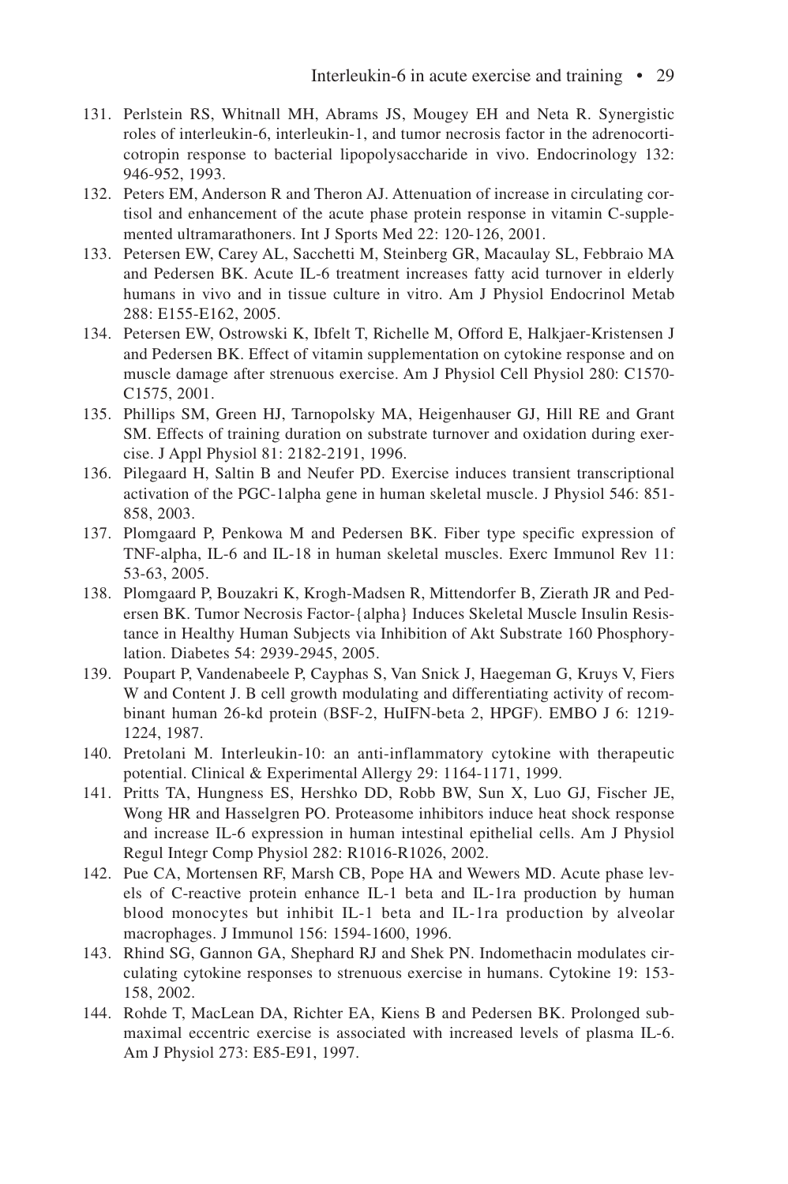131. Perlstein RS, Whitnall MH, Abrams JS, Mougey EH and Neta R. Synergistic roles of interleukin-6, interleukin-1, and tumor necrosis factor in the adrenocorticotropin response to bacterial lipopolysaccharide in vivo. Endocrinology 132: 946-952, 1993.
132. Peters EM, Anderson R and Theron AJ. Attenuation of increase in circulating cortisol and enhancement of the acute phase protein response in vitamin C-supplemented ultramarathoners. Int J Sports Med 22: 120-126, 2001.
133. Petersen EW, Carey AL, Sacchetti M, Steinberg GR, Macaulay SL, Febbraio MA and Pedersen BK. Acute IL-6 treatment increases fatty acid turnover in elderly humans in vivo and in tissue culture in vitro. Am J Physiol Endocrinol Metab 288: E155-E162, 2005.
134. Petersen EW, Ostrowski K, Ibfelt T, Richelle M, Offord E, Halkjaer-Kristensen J and Pedersen BK. Effect of vitamin supplementation on cytokine response and on muscle damage after strenuous exercise. Am J Physiol Cell Physiol 280: C1570-C1575, 2001.
135. Phillips SM, Green HJ, Tarnopolsky MA, Heigenhauser GJ, Hill RE and Grant SM. Effects of training duration on substrate turnover and oxidation during exercise. J Appl Physiol 81: 2182-2191, 1996.
136. Pilegaard H, Saltin B and Neufer PD. Exercise induces transient transcriptional activation of the PGC-1alpha gene in human skeletal muscle. J Physiol 546: 851-858, 2003.
137. Plomgaard P, Penkowa M and Pedersen BK. Fiber type specific expression of TNF-alpha, IL-6 and IL-18 in human skeletal muscles. Exerc Immunol Rev 11: 53-63, 2005.
138. Plomgaard P, Bouzakri K, Krogh-Madsen R, Mittendorfer B, Zierath JR and Pedersen BK. Tumor Necrosis Factor-{alpha} Induces Skeletal Muscle Insulin Resistance in Healthy Human Subjects via Inhibition of Akt Substrate 160 Phosphorylation. Diabetes 54: 2939-2945, 2005.
139. Poupart P, Vandenabeele P, Cayphas S, Van Snick J, Haegeman G, Kruys V, Fiers W and Content J. B cell growth modulating and differentiating activity of recombinant human 26-kd protein (BSF-2, HuIFN-beta 2, HPGF). EMBO J 6: 1219-1224, 1987.
140. Pretolani M. Interleukin-10: an anti-inflammatory cytokine with therapeutic potential. Clinical & Experimental Allergy 29: 1164-1171, 1999.
141. Pritts TA, Hungness ES, Hershko DD, Robb BW, Sun X, Luo GJ, Fischer JE, Wong HR and Hasselgren PO. Proteasome inhibitors induce heat shock response and increase IL-6 expression in human intestinal epithelial cells. Am J Physiol Regul Integr Comp Physiol 282: R1016-R1026, 2002.
142. Pue CA, Mortensen RF, Marsh CB, Pope HA and Wewers MD. Acute phase levels of C-reactive protein enhance IL-1 beta and IL-1ra production by human blood monocytes but inhibit IL-1 beta and IL-1ra production by alveolar macrophages. J Immunol 156: 1594-1600, 1996.
143. Rhind SG, Gannon GA, Shephard RJ and Shek PN. Indomethacin modulates circulating cytokine responses to strenuous exercise in humans. Cytokine 19: 153-158, 2002.
144. Rohde T, MacLean DA, Richter EA, Kiens B and Pedersen BK. Prolonged submaximal eccentric exercise is associated with increased levels of plasma IL-6. Am J Physiol 273: E85-E91, 1997.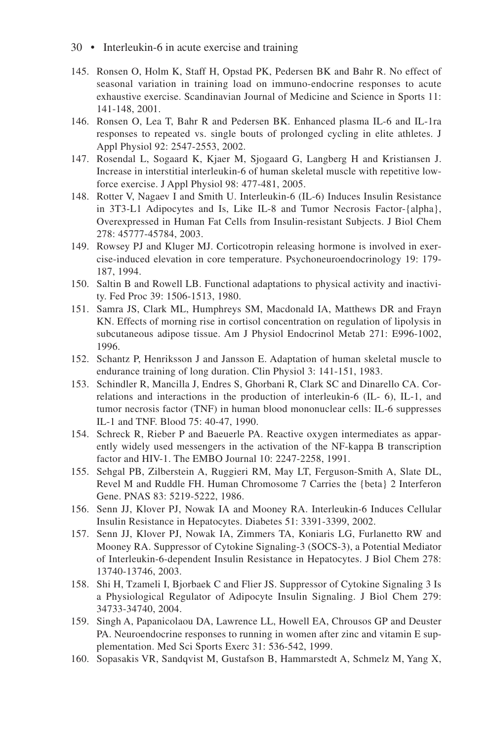145. Ronsen O, Holm K, Staff H, Opstad PK, Pedersen BK and Bahr R. No effect of seasonal variation in training load on immuno-endocrine responses to acute exhaustive exercise. Scandinavian Journal of Medicine and Science in Sports 11: 141-148, 2001.
146. Ronsen O, Lea T, Bahr R and Pedersen BK. Enhanced plasma IL-6 and IL-1ra responses to repeated vs. single bouts of prolonged cycling in elite athletes. J Appl Physiol 92: 2547-2553, 2002.
147. Rosendal L, Sogaard K, Kjaer M, Sjogaard G, Langberg H and Kristiansen J. Increase in interstitial interleukin-6 of human skeletal muscle with repetitive low-force exercise. J Appl Physiol 98: 477-481, 2005.
148. Rotter V, Nagaev I and Smith U. Interleukin-6 (IL-6) Induces Insulin Resistance in 3T3-L1 Adipocytes and Is, Like IL-8 and Tumor Necrosis Factor-{alpha}, Overexpressed in Human Fat Cells from Insulin-resistant Subjects. J Biol Chem 278: 45777-45784, 2003.
149. Rowsey PJ and Kluger MJ. Corticotropin releasing hormone is involved in exercise-induced elevation in core temperature. Psychoneuroendocrinology 19: 179-187, 1994.
150. Saltin B and Rowell LB. Functional adaptations to physical activity and inactivity. Fed Proc 39: 1506-1513, 1980.
151. Samra JS, Clark ML, Humphreys SM, Macdonald IA, Matthews DR and Frayn KN. Effects of morning rise in cortisol concentration on regulation of lipolysis in subcutaneous adipose tissue. Am J Physiol Endocrinol Metab 271: E996-1002, 1996.
152. Schantz P, Henriksson J and Jansson E. Adaptation of human skeletal muscle to endurance training of long duration. Clin Physiol 3: 141-151, 1983.
153. Schindler R, Mancilla J, Endres S, Ghorbani R, Clark SC and Dinarello CA. Correlations and interactions in the production of interleukin-6 (IL- 6), IL-1, and tumor necrosis factor (TNF) in human blood mononuclear cells: IL-6 suppresses IL-1 and TNF. Blood 75: 40-47, 1990.
154. Schreck R, Rieber P and Baeuerle PA. Reactive oxygen intermediates as apparently widely used messengers in the activation of the NF-kappa B transcription factor and HIV-1. The EMBO Journal 10: 2247-2258, 1991.
155. Sehgal PB, Zilberstein A, Ruggieri RM, May LT, Ferguson-Smith A, Slate DL, Revel M and Ruddle FH. Human Chromosome 7 Carries the {beta} 2 Interferon Gene. PNAS 83: 5219-5222, 1986.
156. Senn JJ, Klover PJ, Nowak IA and Mooney RA. Interleukin-6 Induces Cellular Insulin Resistance in Hepatocytes. Diabetes 51: 3391-3399, 2002.
157. Senn JJ, Klover PJ, Nowak IA, Zimmers TA, Koniaris LG, Furlanetto RW and Mooney RA. Suppressor of Cytokine Signaling-3 (SOCS-3), a Potential Mediator of Interleukin-6-dependent Insulin Resistance in Hepatocytes. J Biol Chem 278: 13740-13746, 2003.
158. Shi H, Tzameli I, Bjorbaek C and Flier JS. Suppressor of Cytokine Signaling 3 Is a Physiological Regulator of Adipocyte Insulin Signaling. J Biol Chem 279: 34733-34740, 2004.
159. Singh A, Papanicolaou DA, Lawrence LL, Howell EA, Chrousos GP and Deuster PA. Neuroendocrine responses to running in women after zinc and vitamin E supplementation. Med Sci Sports Exerc 31: 536-542, 1999.
160. Sopasakis VR, Sandqvist M, Gustafson B, Hammarstedt A, Schmelz M, Yang X,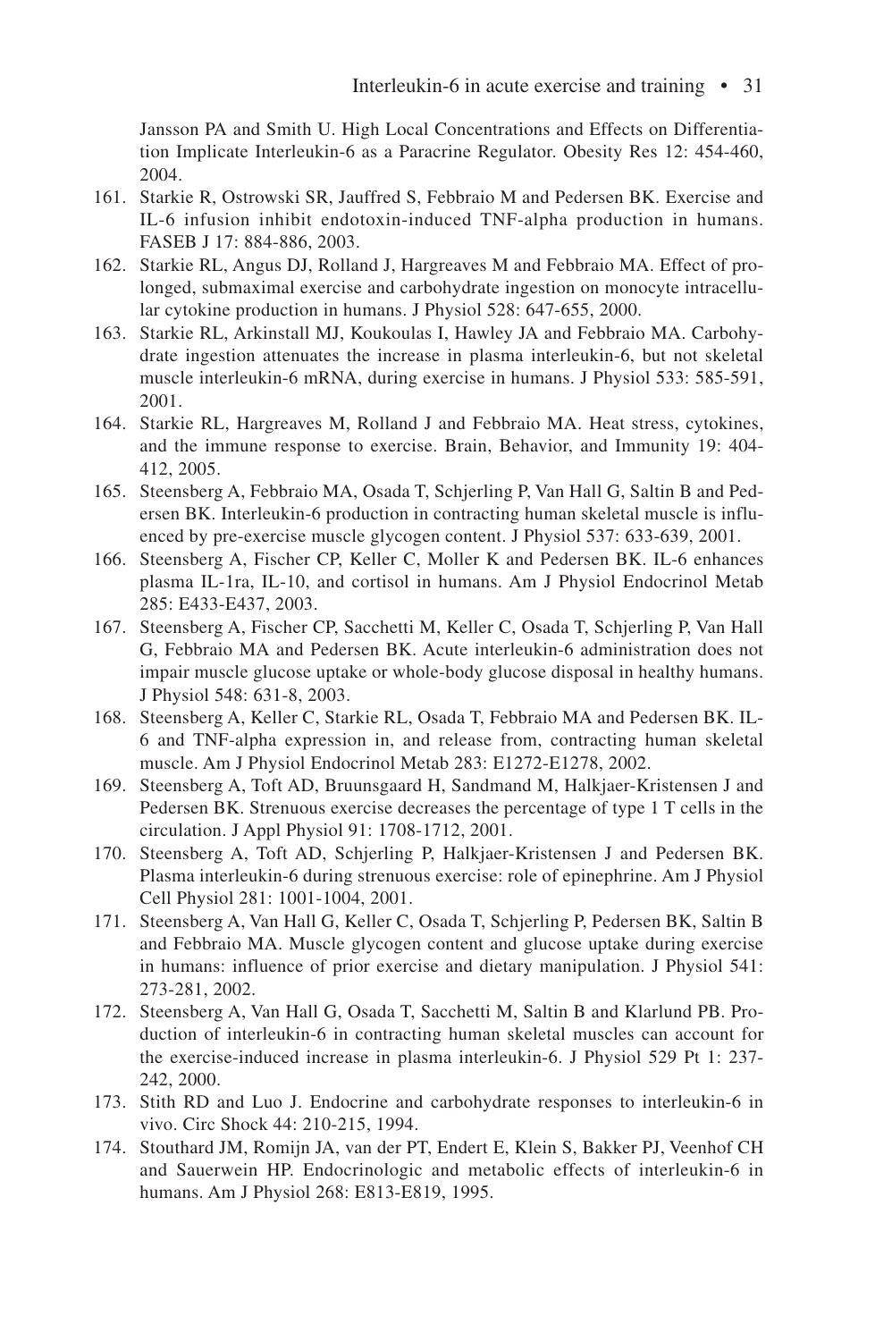Jansson PA and Smith U. High Local Concentrations and Effects on Differentiation Implicate Interleukin-6 as a Paracrine Regulator. Obesity Res 12: 454-460, 2004.

161. Starkie R, Ostrowski SR, Jauffred S, Febbraio M and Pedersen BK. Exercise and IL-6 infusion inhibit endotoxin-induced TNF-alpha production in humans. FASEB J 17: 884-886, 2003.
162. Starkie RL, Angus DJ, Rolland J, Hargreaves M and Febbraio MA. Effect of prolonged, submaximal exercise and carbohydrate ingestion on monocyte intracellular cytokine production in humans. J Physiol 528: 647-655, 2000.
163. Starkie RL, Arkinstall MJ, Koukoulas I, Hawley JA and Febbraio MA. Carbohydrate ingestion attenuates the increase in plasma interleukin-6, but not skeletal muscle interleukin-6 mRNA, during exercise in humans. J Physiol 533: 585-591, 2001.
164. Starkie RL, Hargreaves M, Rolland J and Febbraio MA. Heat stress, cytokines, and the immune response to exercise. Brain, Behavior, and Immunity 19: 404-412, 2005.
165. Steensberg A, Febbraio MA, Osada T, Schjerling P, Van Hall G, Saltin B and Pedersen BK. Interleukin-6 production in contracting human skeletal muscle is influenced by pre-exercise muscle glycogen content. J Physiol 537: 633-639, 2001.
166. Steensberg A, Fischer CP, Keller C, Moller K and Pedersen BK. IL-6 enhances plasma IL-1ra, IL-10, and cortisol in humans. Am J Physiol Endocrinol Metab 285: E433-E437, 2003.
167. Steensberg A, Fischer CP, Sacchetti M, Keller C, Osada T, Schjerling P, Van Hall G, Febbraio MA and Pedersen BK. Acute interleukin-6 administration does not impair muscle glucose uptake or whole-body glucose disposal in healthy humans. J Physiol 548: 631-8, 2003.
168. Steensberg A, Keller C, Starkie RL, Osada T, Febbraio MA and Pedersen BK. IL-6 and TNF-alpha expression in, and release from, contracting human skeletal muscle. Am J Physiol Endocrinol Metab 283: E1272-E1278, 2002.
169. Steensberg A, Toft AD, Bruunsgaard H, Sandmand M, Halkjaer-Kristensen J and Pedersen BK. Strenuous exercise decreases the percentage of type 1 T cells in the circulation. J Appl Physiol 91: 1708-1712, 2001.
170. Steensberg A, Toft AD, Schjerling P, Halkjaer-Kristensen J and Pedersen BK. Plasma interleukin-6 during strenuous exercise: role of epinephrine. Am J Physiol Cell Physiol 281: 1001-1004, 2001.
171. Steensberg A, Van Hall G, Keller C, Osada T, Schjerling P, Pedersen BK, Saltin B and Febbraio MA. Muscle glycogen content and glucose uptake during exercise in humans: influence of prior exercise and dietary manipulation. J Physiol 541: 273-281, 2002.
172. Steensberg A, Van Hall G, Osada T, Sacchetti M, Saltin B and Klarlund PB. Production of interleukin-6 in contracting human skeletal muscles can account for the exercise-induced increase in plasma interleukin-6. J Physiol 529 Pt 1: 237-242, 2000.
173. Stith RD and Luo J. Endocrine and carbohydrate responses to interleukin-6 in vivo. Circ Shock 44: 210-215, 1994.
174. Stouthard JM, Romijn JA, van der PT, Endert E, Klein S, Bakker PJ, Veenhof CH and Sauerwein HP. Endocrinologic and metabolic effects of interleukin-6 in humans. Am J Physiol 268: E813-E819, 1995.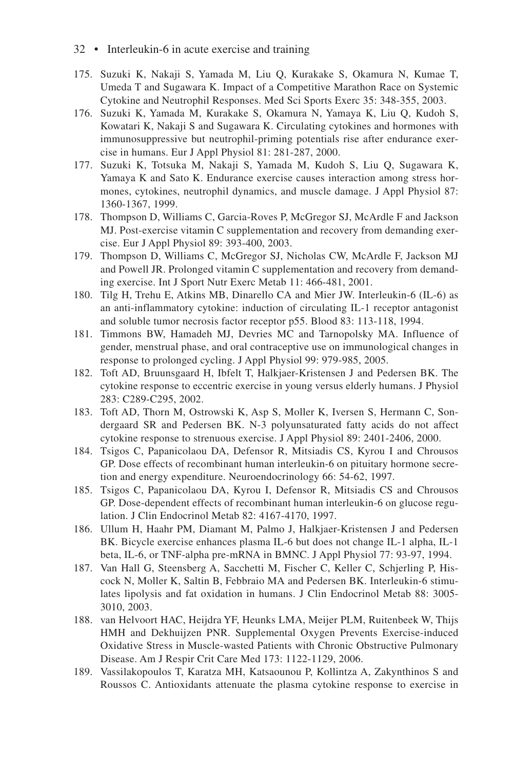175. Suzuki K, Nakaji S, Yamada M, Liu Q, Kurakake S, Okamura N, Kumae T, Umeda T and Sugawara K. Impact of a Competitive Marathon Race on Systemic Cytokine and Neutrophil Responses. Med Sci Sports Exerc 35: 348-355, 2003.
176. Suzuki K, Yamada M, Kurakake S, Okamura N, Yamaya K, Liu Q, Kudoh S, Kowatari K, Nakaji S and Sugawara K. Circulating cytokines and hormones with immunosuppressive but neutrophil-priming potentials rise after endurance exercise in humans. Eur J Appl Physiol 81: 281-287, 2000.
177. Suzuki K, Totsuka M, Nakaji S, Yamada M, Kudoh S, Liu Q, Sugawara K, Yamaya K and Sato K. Endurance exercise causes interaction among stress hormones, cytokines, neutrophil dynamics, and muscle damage. J Appl Physiol 87: 1360-1367, 1999.
178. Thompson D, Williams C, Garcia-Roves P, McGregor SJ, McArdle F and Jackson MJ. Post-exercise vitamin C supplementation and recovery from demanding exercise. Eur J Appl Physiol 89: 393-400, 2003.
179. Thompson D, Williams C, McGregor SJ, Nicholas CW, McArdle F, Jackson MJ and Powell JR. Prolonged vitamin C supplementation and recovery from demanding exercise. Int J Sport Nutr Exerc Metab 11: 466-481, 2001.
180. Tilg H, Trehu E, Atkins MB, Dinarello CA and Mier JW. Interleukin-6 (IL-6) as an anti-inflammatory cytokine: induction of circulating IL-1 receptor antagonist and soluble tumor necrosis factor receptor p55. Blood 83: 113-118, 1994.
181. Timmons BW, Hamadeh MJ, Devries MC and Tarnopolsky MA. Influence of gender, menstrual phase, and oral contraceptive use on immunological changes in response to prolonged cycling. J Appl Physiol 99: 979-985, 2005.
182. Toft AD, Bruunsgaard H, Ibfelt T, Halkjaer-Kristensen J and Pedersen BK. The cytokine response to eccentric exercise in young versus elderly humans. J Physiol 283: C289-C295, 2002.
183. Toft AD, Thorn M, Ostrowski K, Asp S, Moller K, Iversen S, Hermann C, Sondergaard SR and Pedersen BK. N-3 polyunsaturated fatty acids do not affect cytokine response to strenuous exercise. J Appl Physiol 89: 2401-2406, 2000.
184. Tsigos C, Papanicolaou DA, Defensor R, Mitsiadis CS, Kyrou I and Chrousos GP. Dose effects of recombinant human interleukin-6 on pituitary hormone secretion and energy expenditure. Neuroendocrinology 66: 54-62, 1997.
185. Tsigos C, Papanicolaou DA, Kyrou I, Defensor R, Mitsiadis CS and Chrousos GP. Dose-dependent effects of recombinant human interleukin-6 on glucose regulation. J Clin Endocrinol Metab 82: 4167-4170, 1997.
186. Ullum H, Haahr PM, Diamant M, Palmo J, Halkjaer-Kristensen J and Pedersen BK. Bicycle exercise enhances plasma IL-6 but does not change IL-1 alpha, IL-1 beta, IL-6, or TNF-alpha pre-mRNA in BMNC. J Appl Physiol 77: 93-97, 1994.
187. Van Hall G, Steensberg A, Sacchetti M, Fischer C, Keller C, Schjerling P, Hiscock N, Moller K, Saltin B, Febbraio MA and Pedersen BK. Interleukin-6 stimulates lipolysis and fat oxidation in humans. J Clin Endocrinol Metab 88: 3005-3010, 2003.
188. van Helvoort HAC, Heijdra YF, Heunks LMA, Meijer PLM, Ruitenbeek W, Thijs HMH and Dekhuijzen PNR. Supplemental Oxygen Prevents Exercise-induced Oxidative Stress in Muscle-wasted Patients with Chronic Obstructive Pulmonary Disease. Am J Respir Crit Care Med 173: 1122-1129, 2006.
189. Vassilakopoulos T, Karatza MH, Katsaounou P, Kollintza A, Zakynthinos S and Roussos C. Antioxidants attenuate the plasma cytokine response to exercise in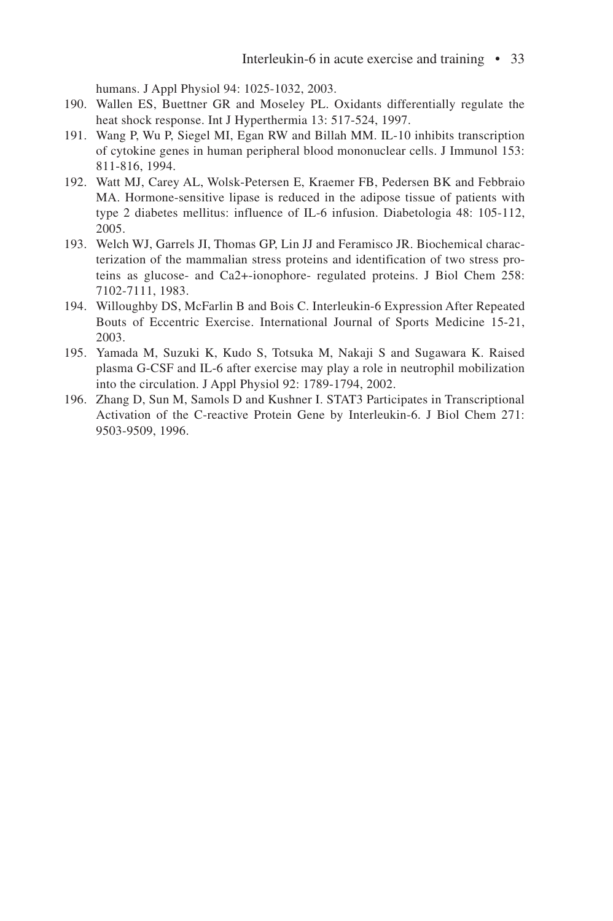humans. J Appl Physiol 94: 1025-1032, 2003.

190. Wallen ES, Buettner GR and Moseley PL. Oxidants differentially regulate the heat shock response. Int J Hyperthermia 13: 517-524, 1997.
191. Wang P, Wu P, Siegel MI, Egan RW and Billah MM. IL-10 inhibits transcription of cytokine genes in human peripheral blood mononuclear cells. J Immunol 153: 811-816, 1994.
192. Watt MJ, Carey AL, Wolsk-Petersen E, Kraemer FB, Pedersen BK and Febbraio MA. Hormone-sensitive lipase is reduced in the adipose tissue of patients with type 2 diabetes mellitus: influence of IL-6 infusion. Diabetologia 48: 105-112, 2005.
193. Welch WJ, Garrels JI, Thomas GP, Lin JJ and Feramisco JR. Biochemical characterization of the mammalian stress proteins and identification of two stress proteins as glucose- and Ca2+-ionophore- regulated proteins. J Biol Chem 258: 7102-7111, 1983.
194. Willoughby DS, McFarlin B and Bois C. Interleukin-6 Expression After Repeated Bouts of Eccentric Exercise. International Journal of Sports Medicine 15-21, 2003.
195. Yamada M, Suzuki K, Kudo S, Totsuka M, Nakaji S and Sugawara K. Raised plasma G-CSF and IL-6 after exercise may play a role in neutrophil mobilization into the circulation. J Appl Physiol 92: 1789-1794, 2002.
196. Zhang D, Sun M, Samols D and Kushner I. STAT3 Participates in Transcriptional Activation of the C-reactive Protein Gene by Interleukin-6. J Biol Chem 271: 9503-9509, 1996.